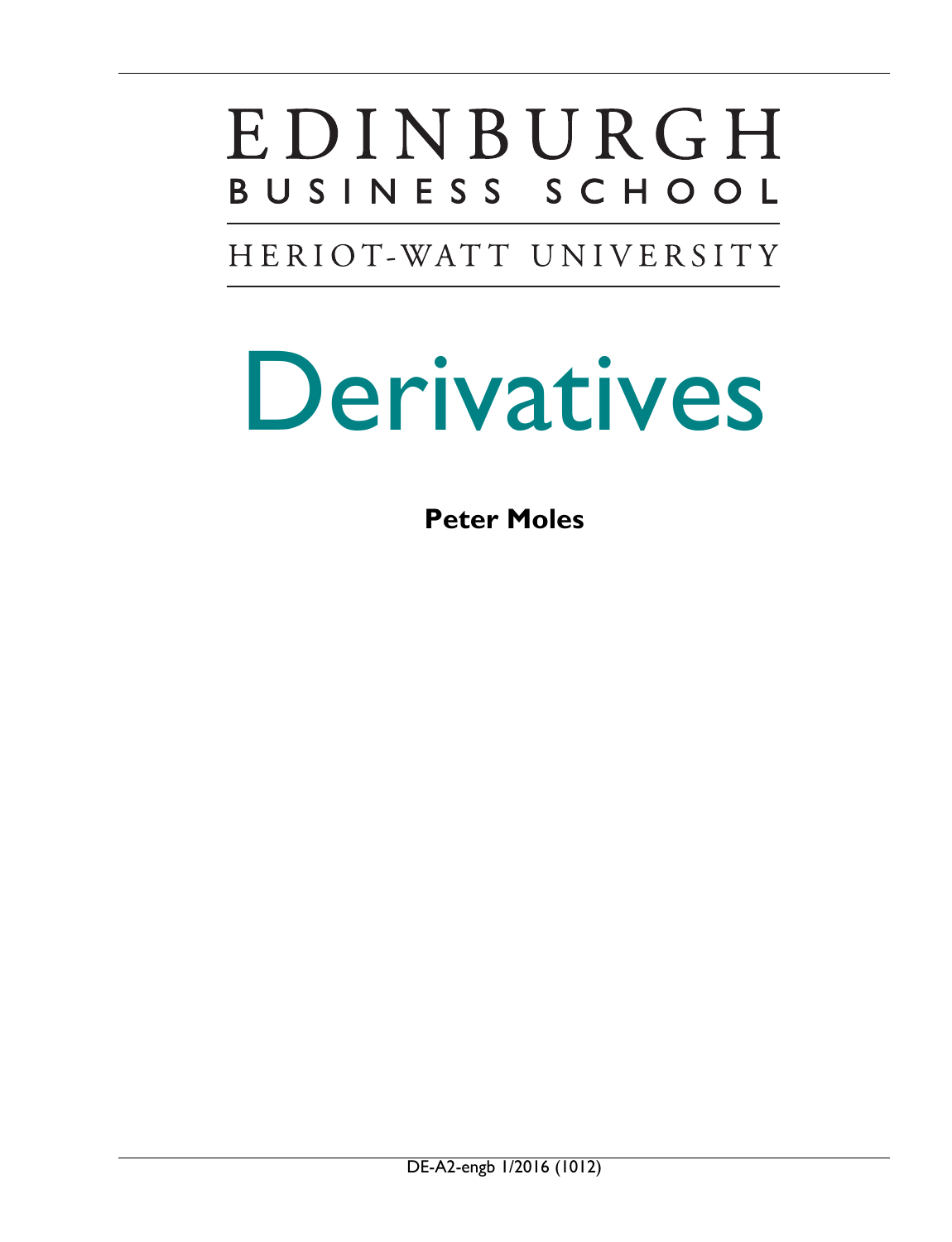# EDINBURGH BUSINESS SCHOOL

HERIOT-WATT UNIVERSITY

# Derivatives

**Peter Moles**

DE-A2-engb 1/2016 (1012)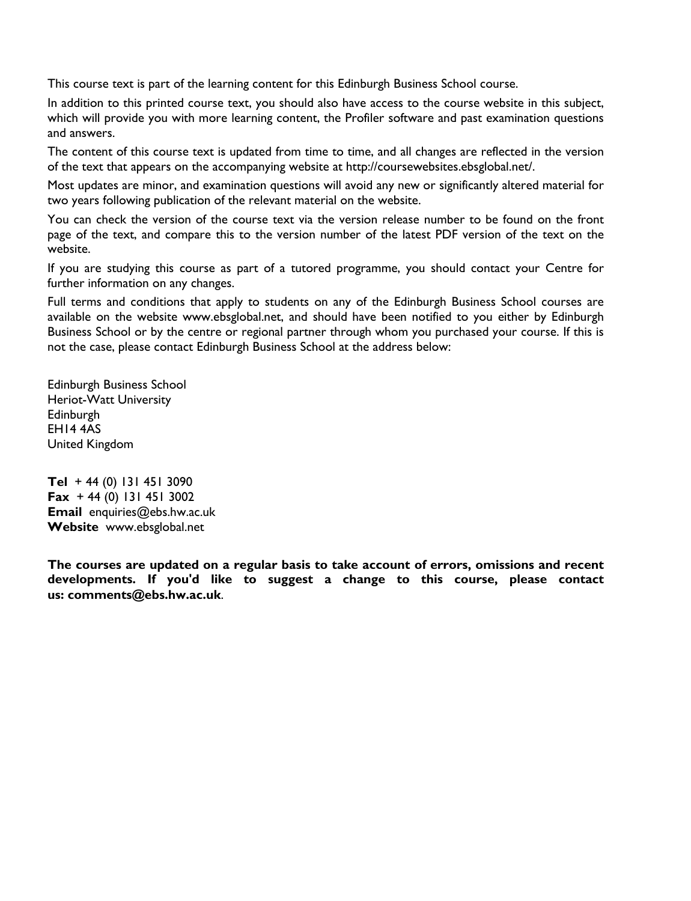This course text is part of the learning content for this Edinburgh Business School course.

In addition to this printed course text, you should also have access to the course website in this subject, which will provide you with more learning content, the Profiler software and past examination questions and answers.

The content of this course text is updated from time to time, and all changes are reflected in the version of the text that appears on the accompanying website at http://coursewebsites.ebsglobal.net/.

Most updates are minor, and examination questions will avoid any new or significantly altered material for two years following publication of the relevant material on the website.

You can check the version of the course text via the version release number to be found on the front page of the text, and compare this to the version number of the latest PDF version of the text on the website.

If you are studying this course as part of a tutored programme, you should contact your Centre for further information on any changes.

Full terms and conditions that apply to students on any of the Edinburgh Business School courses are available on the website www.ebsglobal.net, and should have been notified to you either by Edinburgh Business School or by the centre or regional partner through whom you purchased your course. If this is not the case, please contact Edinburgh Business School at the address below:

Edinburgh Business School  
Heriot-Watt University  
Edinburgh  
EH14 4AS  
United Kingdom

**Tel** + 44 (0) 131 451 3090  
**Fax** + 44 (0) 131 451 3002  
**Email** enquiries@ebs.hw.ac.uk  
**Website** www.ebsglobal.net

**The courses are updated on a regular basis to take account of errors, omissions and recent developments. If you'd like to suggest a change to this course, please contact us: comments@ebs.hw.ac.uk**.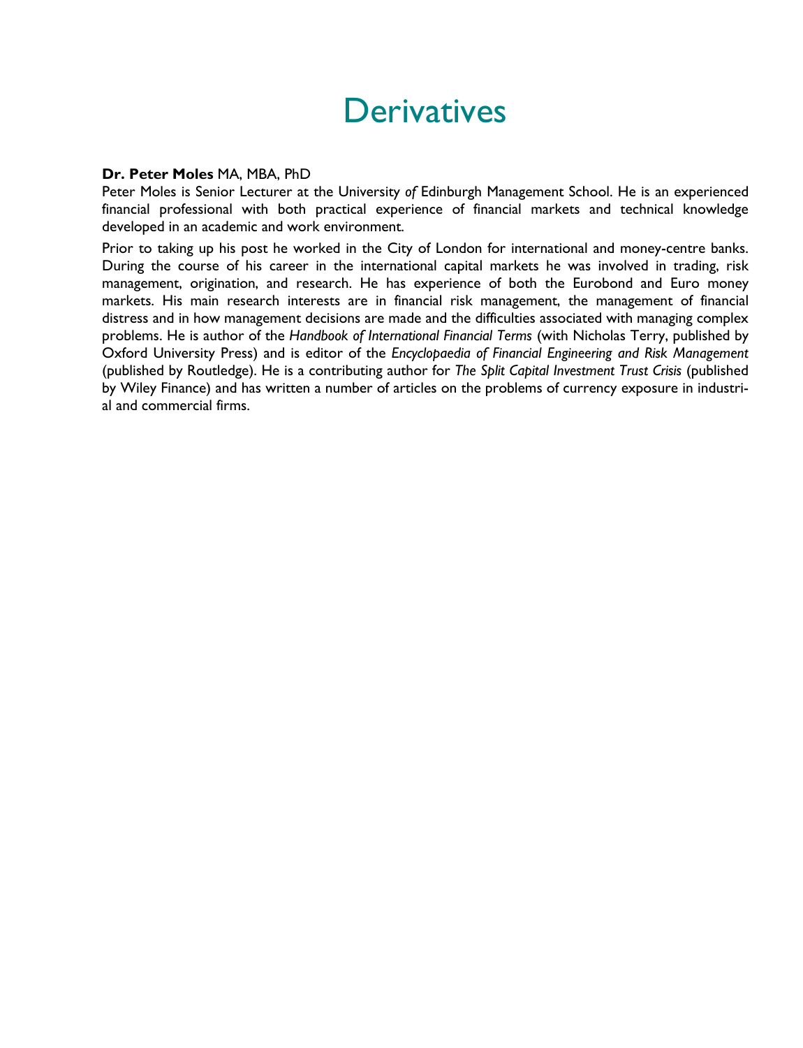# Derivatives

**Dr. Peter Moles** MA, MBA, PhD

Peter Moles is Senior Lecturer at the University *of* Edinburgh Management School. He is an experienced financial professional with both practical experience of financial markets and technical knowledge developed in an academic and work environment.

Prior to taking up his post he worked in the City of London for international and money-centre banks. During the course of his career in the international capital markets he was involved in trading, risk management, origination, and research. He has experience of both the Eurobond and Euro money markets. His main research interests are in financial risk management, the management of financial distress and in how management decisions are made and the difficulties associated with managing complex problems. He is author of the *Handbook of International Financial Terms* (with Nicholas Terry, published by Oxford University Press) and is editor of the *Encyclopaedia of Financial Engineering and Risk Management* (published by Routledge). He is a contributing author for *The Split Capital Investment Trust Crisis* (published by Wiley Finance) and has written a number of articles on the problems of currency exposure in industrial and commercial firms.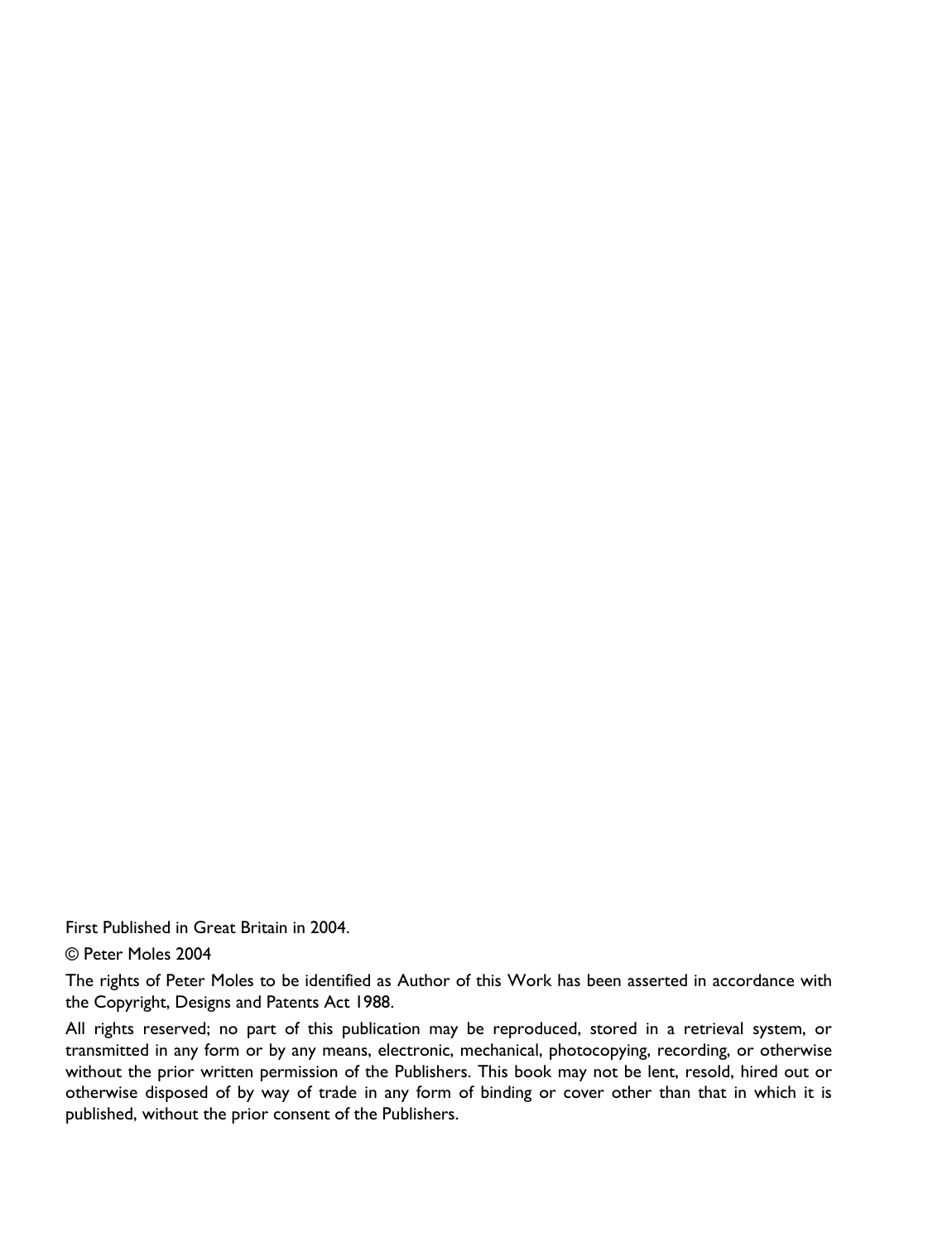First Published in Great Britain in 2004.

© Peter Moles 2004

The rights of Peter Moles to be identified as Author of this Work has been asserted in accordance with the Copyright, Designs and Patents Act 1988.

All rights reserved; no part of this publication may be reproduced, stored in a retrieval system, or transmitted in any form or by any means, electronic, mechanical, photocopying, recording, or otherwise without the prior written permission of the Publishers. This book may not be lent, resold, hired out or otherwise disposed of by way of trade in any form of binding or cover other than that in which it is published, without the prior consent of the Publishers.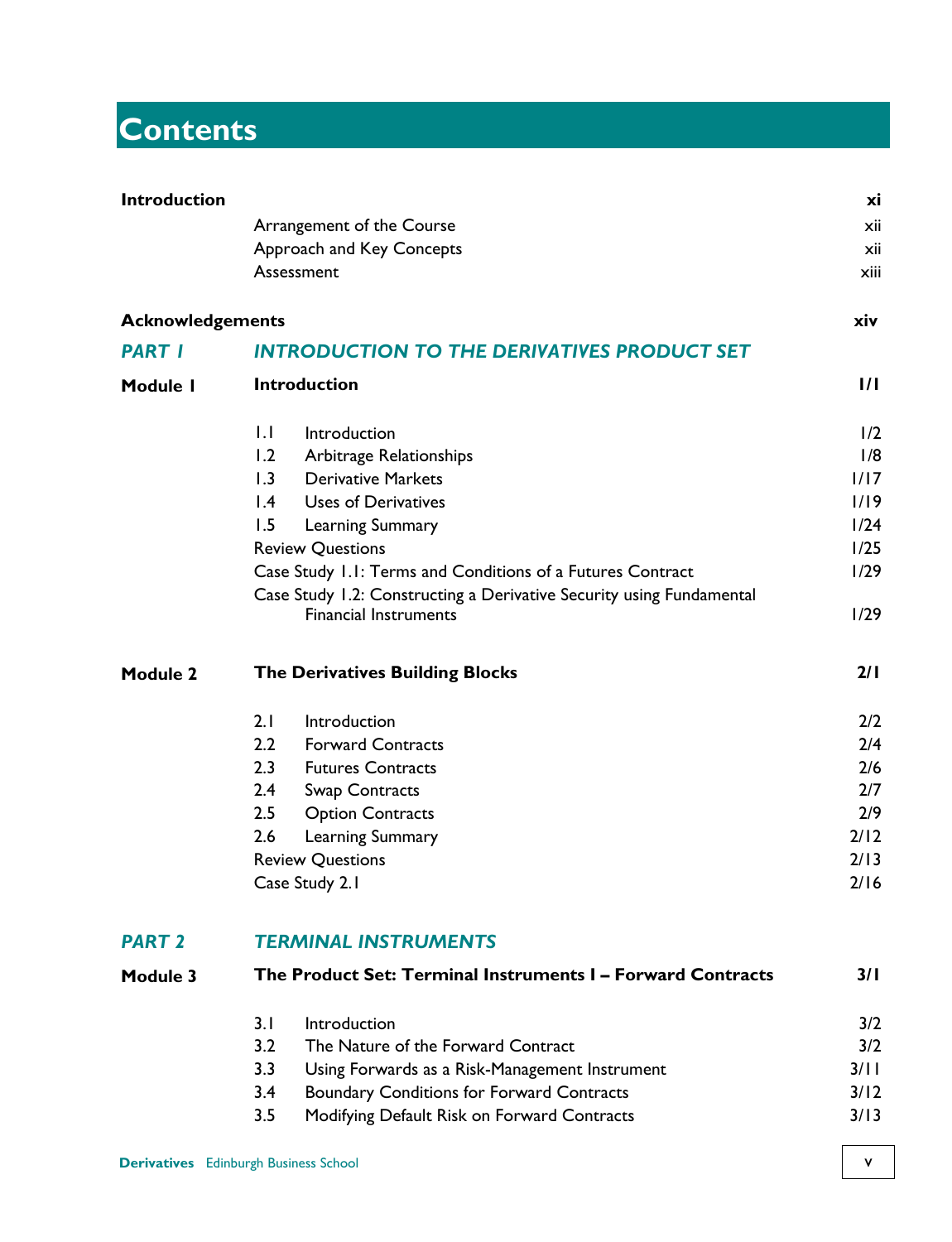# Contents

| | | |
|---|---|---|
| **Introduction** | | **xi** |
| | Arrangement of the Course | xii |
| | Approach and Key Concepts | xii |
| | Assessment | xiii |
| **Acknowledgements** | | **xiv** |
| ***PART 1*** | ***INTRODUCTION TO THE DERIVATIVES PRODUCT SET*** | |
| **Module 1** | **Introduction** | **1/1** |
| | 1.1 Introduction | 1/2 |
| | 1.2 Arbitrage Relationships | 1/8 |
| | 1.3 Derivative Markets | 1/17 |
| | 1.4 Uses of Derivatives | 1/19 |
| | 1.5 Learning Summary | 1/24 |
| | Review Questions | 1/25 |
| | Case Study 1.1: Terms and Conditions of a Futures Contract | 1/29 |
| | Case Study 1.2: Constructing a Derivative Security using Fundamental Financial Instruments | 1/29 |
| **Module 2** | **The Derivatives Building Blocks** | **2/1** |
| | 2.1 Introduction | 2/2 |
| | 2.2 Forward Contracts | 2/4 |
| | 2.3 Futures Contracts | 2/6 |
| | 2.4 Swap Contracts | 2/7 |
| | 2.5 Option Contracts | 2/9 |
| | 2.6 Learning Summary | 2/12 |
| | Review Questions | 2/13 |
| | Case Study 2.1 | 2/16 |
| ***PART 2*** | ***TERMINAL INSTRUMENTS*** | |
| **Module 3** | **The Product Set: Terminal Instruments I – Forward Contracts** | **3/1** |
| | 3.1 Introduction | 3/2 |
| | 3.2 The Nature of the Forward Contract | 3/2 |
| | 3.3 Using Forwards as a Risk-Management Instrument | 3/11 |
| | 3.4 Boundary Conditions for Forward Contracts | 3/12 |
| | 3.5 Modifying Default Risk on Forward Contracts | 3/13 |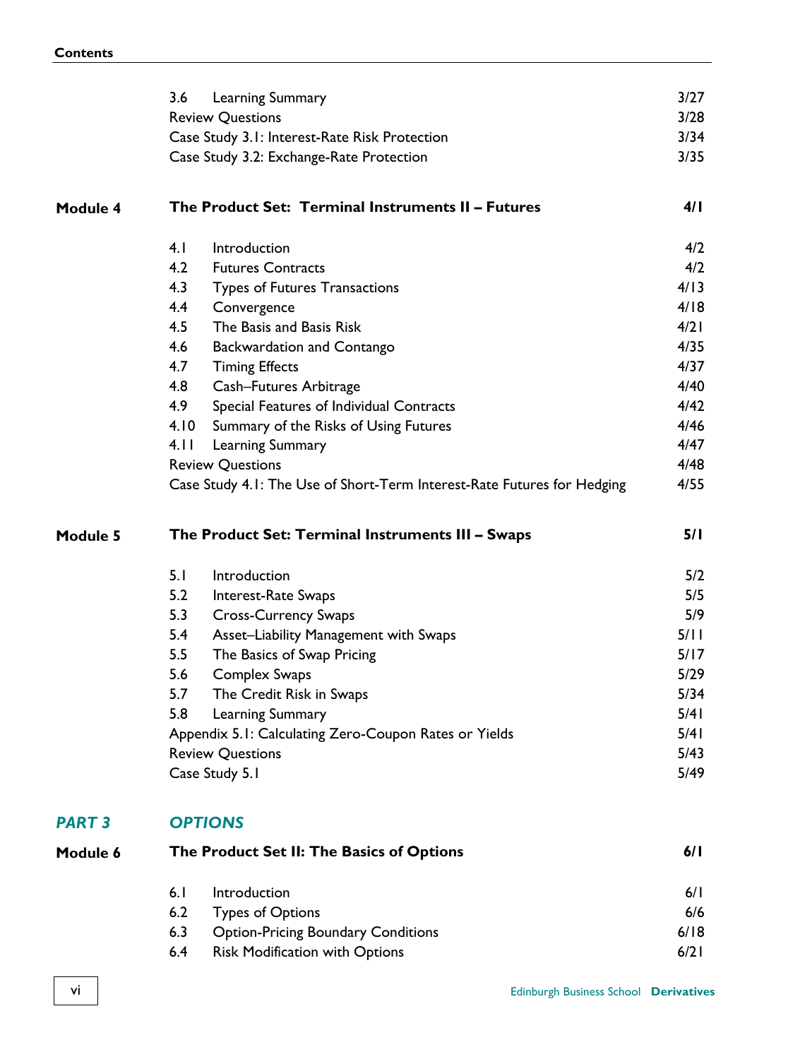| | | |
|---|---|---|
| | 3.6 Learning Summary | 3/27 |
| | Review Questions | 3/28 |
| | Case Study 3.1: Interest-Rate Risk Protection | 3/34 |
| | Case Study 3.2: Exchange-Rate Protection | 3/35 |
| **Module 4** | **The Product Set: Terminal Instruments II – Futures** | **4/1** |
| | 4.1 Introduction | 4/2 |
| | 4.2 Futures Contracts | 4/2 |
| | 4.3 Types of Futures Transactions | 4/13 |
| | 4.4 Convergence | 4/18 |
| | 4.5 The Basis and Basis Risk | 4/21 |
| | 4.6 Backwardation and Contango | 4/35 |
| | 4.7 Timing Effects | 4/37 |
| | 4.8 Cash–Futures Arbitrage | 4/40 |
| | 4.9 Special Features of Individual Contracts | 4/42 |
| | 4.10 Summary of the Risks of Using Futures | 4/46 |
| | 4.11 Learning Summary | 4/47 |
| | Review Questions | 4/48 |
| | Case Study 4.1: The Use of Short-Term Interest-Rate Futures for Hedging | 4/55 |
| **Module 5** | **The Product Set: Terminal Instruments III – Swaps** | **5/1** |
| | 5.1 Introduction | 5/2 |
| | 5.2 Interest-Rate Swaps | 5/5 |
| | 5.3 Cross-Currency Swaps | 5/9 |
| | 5.4 Asset–Liability Management with Swaps | 5/11 |
| | 5.5 The Basics of Swap Pricing | 5/17 |
| | 5.6 Complex Swaps | 5/29 |
| | 5.7 The Credit Risk in Swaps | 5/34 |
| | 5.8 Learning Summary | 5/41 |
| | Appendix 5.1: Calculating Zero-Coupon Rates or Yields | 5/41 |
| | Review Questions | 5/43 |
| | Case Study 5.1 | 5/49 |
| ***PART 3*** | ***OPTIONS*** | |
| **Module 6** | **The Product Set II: The Basics of Options** | **6/1** |
| | 6.1 Introduction | 6/1 |
| | 6.2 Types of Options | 6/6 |
| | 6.3 Option-Pricing Boundary Conditions | 6/18 |
| | 6.4 Risk Modification with Options | 6/21 |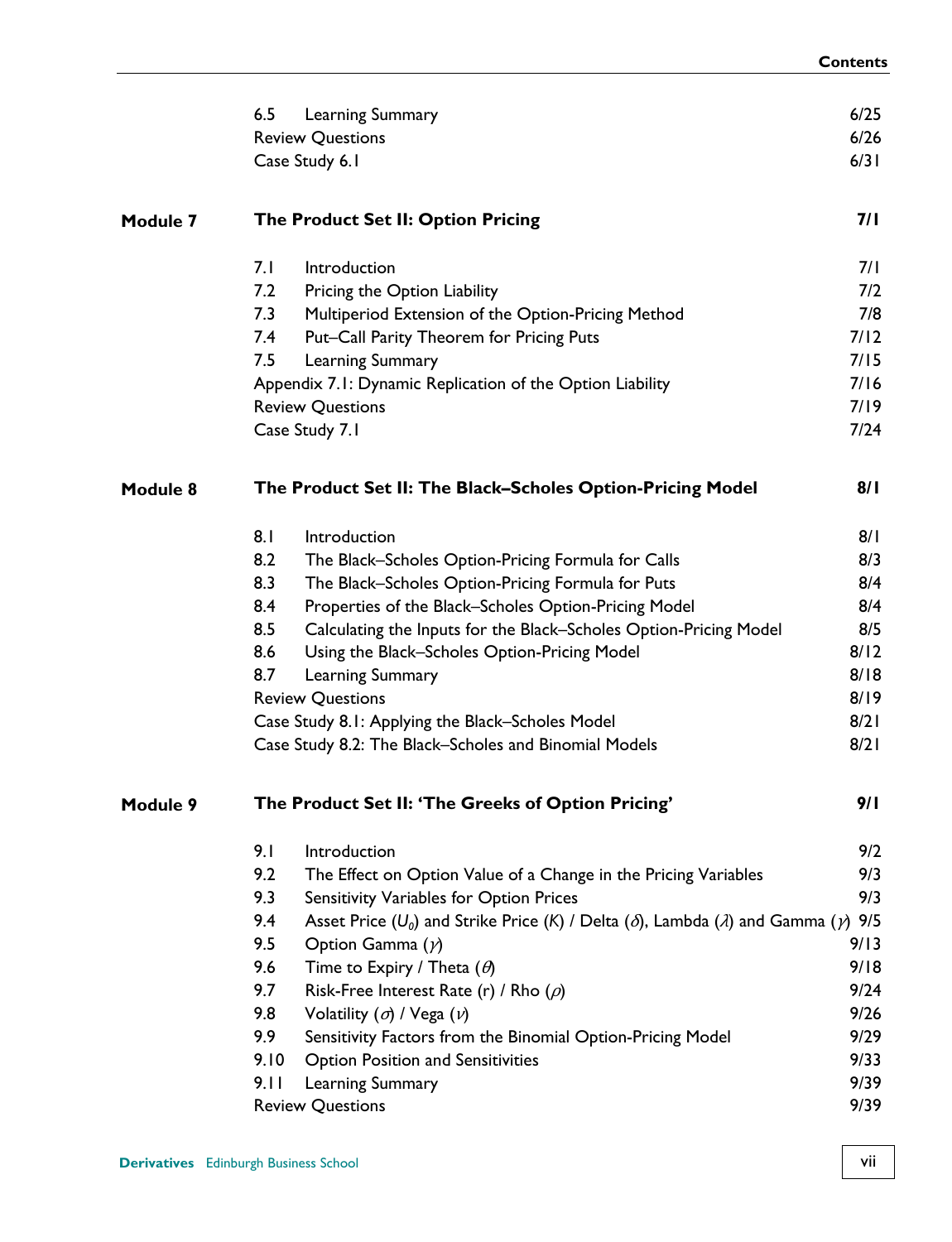| | | |
|---|---|---|
| 6.5 | Learning Summary | 6/25 |
| | Review Questions | 6/26 |
| | Case Study 6.1 | 6/31 |

**Module 7 — The Product Set II: Option Pricing — 7/1**

| | | |
|---|---|---|
| 7.1 | Introduction | 7/1 |
| 7.2 | Pricing the Option Liability | 7/2 |
| 7.3 | Multiperiod Extension of the Option-Pricing Method | 7/8 |
| 7.4 | Put–Call Parity Theorem for Pricing Puts | 7/12 |
| 7.5 | Learning Summary | 7/15 |
| | Appendix 7.1: Dynamic Replication of the Option Liability | 7/16 |
| | Review Questions | 7/19 |
| | Case Study 7.1 | 7/24 |

**Module 8 — The Product Set II: The Black–Scholes Option-Pricing Model — 8/1**

| | | |
|---|---|---|
| 8.1 | Introduction | 8/1 |
| 8.2 | The Black–Scholes Option-Pricing Formula for Calls | 8/3 |
| 8.3 | The Black–Scholes Option-Pricing Formula for Puts | 8/4 |
| 8.4 | Properties of the Black–Scholes Option-Pricing Model | 8/4 |
| 8.5 | Calculating the Inputs for the Black–Scholes Option-Pricing Model | 8/5 |
| 8.6 | Using the Black–Scholes Option-Pricing Model | 8/12 |
| 8.7 | Learning Summary | 8/18 |
| | Review Questions | 8/19 |
| | Case Study 8.1: Applying the Black–Scholes Model | 8/21 |
| | Case Study 8.2: The Black–Scholes and Binomial Models | 8/21 |

**Module 9 — The Product Set II: 'The Greeks of Option Pricing' — 9/1**

| | | |
|---|---|---|
| 9.1 | Introduction | 9/2 |
| 9.2 | The Effect on Option Value of a Change in the Pricing Variables | 9/3 |
| 9.3 | Sensitivity Variables for Option Prices | 9/3 |
| 9.4 | Asset Price ($U_0$) and Strike Price ($K$) / Delta ($\delta$), Lambda ($\lambda$) and Gamma ($\gamma$) | 9/5 |
| 9.5 | Option Gamma ($\gamma$) | 9/13 |
| 9.6 | Time to Expiry / Theta ($\theta$) | 9/18 |
| 9.7 | Risk-Free Interest Rate (r) / Rho ($\rho$) | 9/24 |
| 9.8 | Volatility ($\sigma$) / Vega ($\nu$) | 9/26 |
| 9.9 | Sensitivity Factors from the Binomial Option-Pricing Model | 9/29 |
| 9.10 | Option Position and Sensitivities | 9/33 |
| 9.11 | Learning Summary | 9/39 |
| | Review Questions | 9/39 |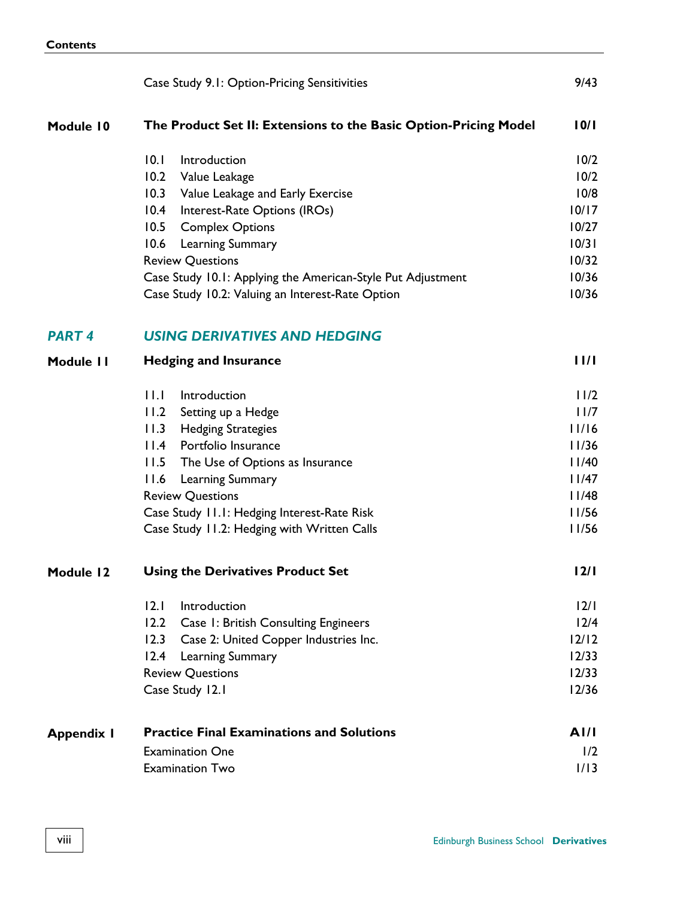| | | |
|---|---|---|
| | Case Study 9.1: Option-Pricing Sensitivities | 9/43 |
| **Module 10** | **The Product Set II: Extensions to the Basic Option-Pricing Model** | **10/1** |
| | 10.1 Introduction | 10/2 |
| | 10.2 Value Leakage | 10/2 |
| | 10.3 Value Leakage and Early Exercise | 10/8 |
| | 10.4 Interest-Rate Options (IROs) | 10/17 |
| | 10.5 Complex Options | 10/27 |
| | 10.6 Learning Summary | 10/31 |
| | Review Questions | 10/32 |
| | Case Study 10.1: Applying the American-Style Put Adjustment | 10/36 |
| | Case Study 10.2: Valuing an Interest-Rate Option | 10/36 |
| ***PART 4*** | ***USING DERIVATIVES AND HEDGING*** | |
| **Module 11** | **Hedging and Insurance** | **11/1** |
| | 11.1 Introduction | 11/2 |
| | 11.2 Setting up a Hedge | 11/7 |
| | 11.3 Hedging Strategies | 11/16 |
| | 11.4 Portfolio Insurance | 11/36 |
| | 11.5 The Use of Options as Insurance | 11/40 |
| | 11.6 Learning Summary | 11/47 |
| | Review Questions | 11/48 |
| | Case Study 11.1: Hedging Interest-Rate Risk | 11/56 |
| | Case Study 11.2: Hedging with Written Calls | 11/56 |
| **Module 12** | **Using the Derivatives Product Set** | **12/1** |
| | 12.1 Introduction | 12/1 |
| | 12.2 Case 1: British Consulting Engineers | 12/4 |
| | 12.3 Case 2: United Copper Industries Inc. | 12/12 |
| | 12.4 Learning Summary | 12/33 |
| | Review Questions | 12/33 |
| | Case Study 12.1 | 12/36 |
| **Appendix 1** | **Practice Final Examinations and Solutions** | **A1/1** |
| | Examination One | 1/2 |
| | Examination Two | 1/13 |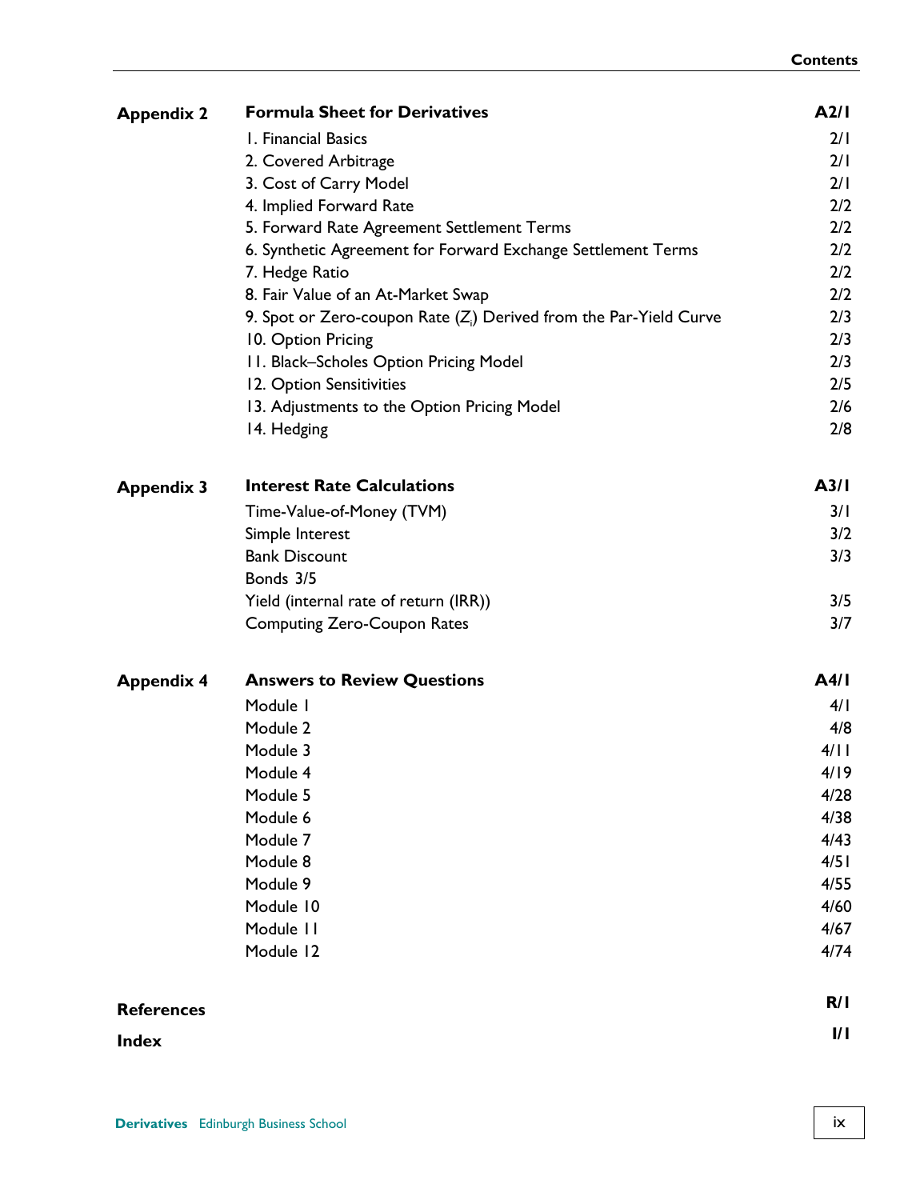| | | |
|---|---|---|
| **Appendix 2** | **Formula Sheet for Derivatives** | **A2/1** |
| | 1. Financial Basics | 2/1 |
| | 2. Covered Arbitrage | 2/1 |
| | 3. Cost of Carry Model | 2/1 |
| | 4. Implied Forward Rate | 2/2 |
| | 5. Forward Rate Agreement Settlement Terms | 2/2 |
| | 6. Synthetic Agreement for Forward Exchange Settlement Terms | 2/2 |
| | 7. Hedge Ratio | 2/2 |
| | 8. Fair Value of an At-Market Swap | 2/2 |
| | 9. Spot or Zero-coupon Rate ($Z_i$) Derived from the Par-Yield Curve | 2/3 |
| | 10. Option Pricing | 2/3 |
| | 11. Black–Scholes Option Pricing Model | 2/3 |
| | 12. Option Sensitivities | 2/5 |
| | 13. Adjustments to the Option Pricing Model | 2/6 |
| | 14. Hedging | 2/8 |
| **Appendix 3** | **Interest Rate Calculations** | **A3/1** |
| | Time-Value-of-Money (TVM) | 3/1 |
| | Simple Interest | 3/2 |
| | Bank Discount | 3/3 |
| | Bonds 3/5 | |
| | Yield (internal rate of return (IRR)) | 3/5 |
| | Computing Zero-Coupon Rates | 3/7 |
| **Appendix 4** | **Answers to Review Questions** | **A4/1** |
| | Module 1 | 4/1 |
| | Module 2 | 4/8 |
| | Module 3 | 4/11 |
| | Module 4 | 4/19 |
| | Module 5 | 4/28 |
| | Module 6 | 4/38 |
| | Module 7 | 4/43 |
| | Module 8 | 4/51 |
| | Module 9 | 4/55 |
| | Module 10 | 4/60 |
| | Module 11 | 4/67 |
| | Module 12 | 4/74 |
| **References** | | **R/1** |
| **Index** | | **I/1** |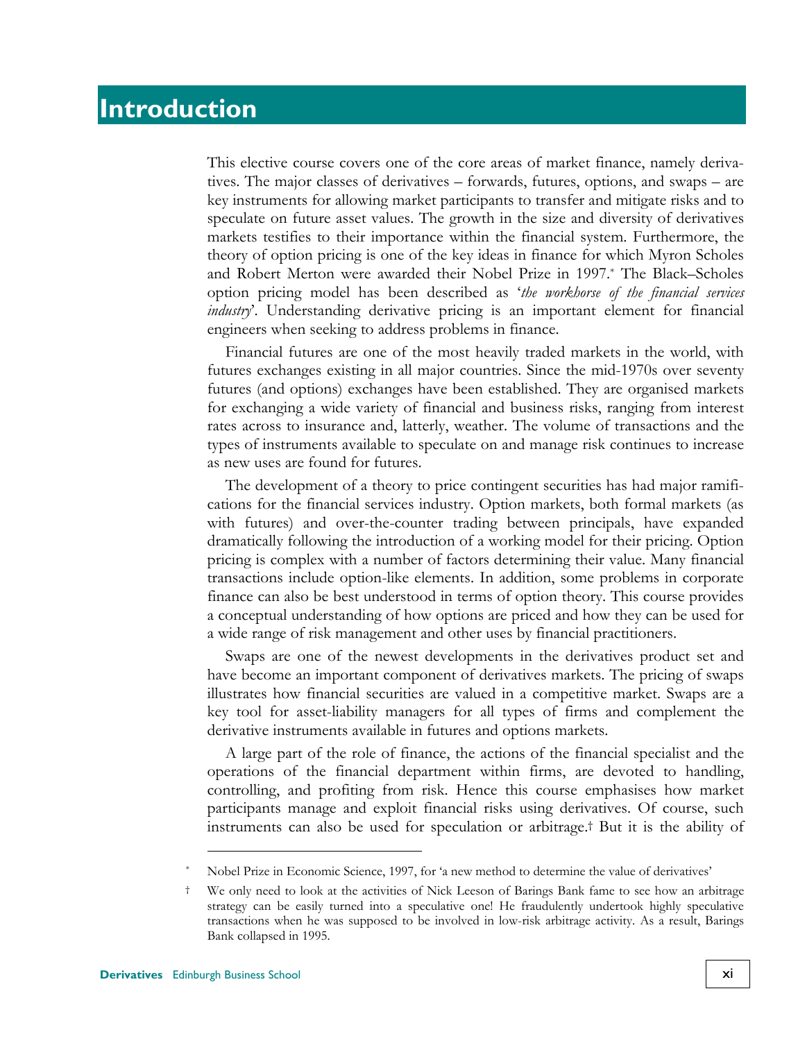# Introduction

This elective course covers one of the core areas of market finance, namely derivatives. The major classes of derivatives – forwards, futures, options, and swaps – are key instruments for allowing market participants to transfer and mitigate risks and to speculate on future asset values. The growth in the size and diversity of derivatives markets testifies to their importance within the financial system. Furthermore, the theory of option pricing is one of the key ideas in finance for which Myron Scholes and Robert Merton were awarded their Nobel Prize in 1997.* The Black–Scholes option pricing model has been described as '*the workhorse of the financial services industry*'. Understanding derivative pricing is an important element for financial engineers when seeking to address problems in finance.

Financial futures are one of the most heavily traded markets in the world, with futures exchanges existing in all major countries. Since the mid-1970s over seventy futures (and options) exchanges have been established. They are organised markets for exchanging a wide variety of financial and business risks, ranging from interest rates across to insurance and, latterly, weather. The volume of transactions and the types of instruments available to speculate on and manage risk continues to increase as new uses are found for futures.

The development of a theory to price contingent securities has had major ramifications for the financial services industry. Option markets, both formal markets (as with futures) and over-the-counter trading between principals, have expanded dramatically following the introduction of a working model for their pricing. Option pricing is complex with a number of factors determining their value. Many financial transactions include option-like elements. In addition, some problems in corporate finance can also be best understood in terms of option theory. This course provides a conceptual understanding of how options are priced and how they can be used for a wide range of risk management and other uses by financial practitioners.

Swaps are one of the newest developments in the derivatives product set and have become an important component of derivatives markets. The pricing of swaps illustrates how financial securities are valued in a competitive market. Swaps are a key tool for asset-liability managers for all types of firms and complement the derivative instruments available in futures and options markets.

A large part of the role of finance, the actions of the financial specialist and the operations of the financial department within firms, are devoted to handling, controlling, and profiting from risk. Hence this course emphasises how market participants manage and exploit financial risks using derivatives. Of course, such instruments can also be used for speculation or arbitrage.† But it is the ability of

---

* Nobel Prize in Economic Science, 1997, for 'a new method to determine the value of derivatives'

† We only need to look at the activities of Nick Leeson of Barings Bank fame to see how an arbitrage strategy can be easily turned into a speculative one! He fraudulently undertook highly speculative transactions when he was supposed to be involved in low-risk arbitrage activity. As a result, Barings Bank collapsed in 1995.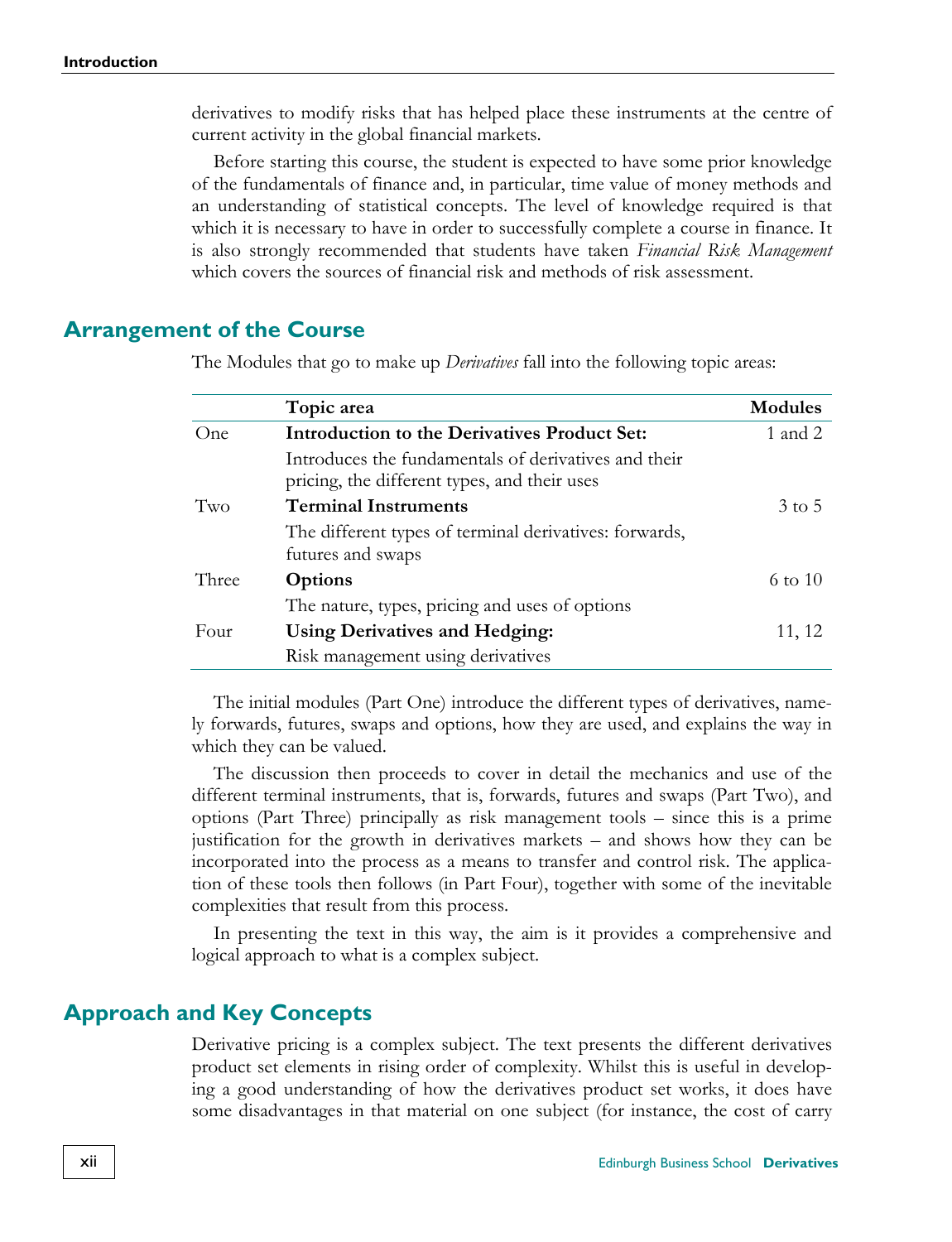derivatives to modify risks that has helped place these instruments at the centre of current activity in the global financial markets.

Before starting this course, the student is expected to have some prior knowledge of the fundamentals of finance and, in particular, time value of money methods and an understanding of statistical concepts. The level of knowledge required is that which it is necessary to have in order to successfully complete a course in finance. It is also strongly recommended that students have taken *Financial Risk Management* which covers the sources of financial risk and methods of risk assessment.

## Arrangement of the Course

The Modules that go to make up *Derivatives* fall into the following topic areas:

| | Topic area | Modules |
|---|---|---|
| One | **Introduction to the Derivatives Product Set:** | 1 and 2 |
| | Introduces the fundamentals of derivatives and their pricing, the different types, and their uses | |
| Two | **Terminal Instruments** | 3 to 5 |
| | The different types of terminal derivatives: forwards, futures and swaps | |
| Three | **Options** | 6 to 10 |
| | The nature, types, pricing and uses of options | |
| Four | **Using Derivatives and Hedging:** | 11, 12 |
| | Risk management using derivatives | |

The initial modules (Part One) introduce the different types of derivatives, namely forwards, futures, swaps and options, how they are used, and explains the way in which they can be valued.

The discussion then proceeds to cover in detail the mechanics and use of the different terminal instruments, that is, forwards, futures and swaps (Part Two), and options (Part Three) principally as risk management tools – since this is a prime justification for the growth in derivatives markets – and shows how they can be incorporated into the process as a means to transfer and control risk. The application of these tools then follows (in Part Four), together with some of the inevitable complexities that result from this process.

In presenting the text in this way, the aim is it provides a comprehensive and logical approach to what is a complex subject.

## Approach and Key Concepts

Derivative pricing is a complex subject. The text presents the different derivatives product set elements in rising order of complexity. Whilst this is useful in developing a good understanding of how the derivatives product set works, it does have some disadvantages in that material on one subject (for instance, the cost of carry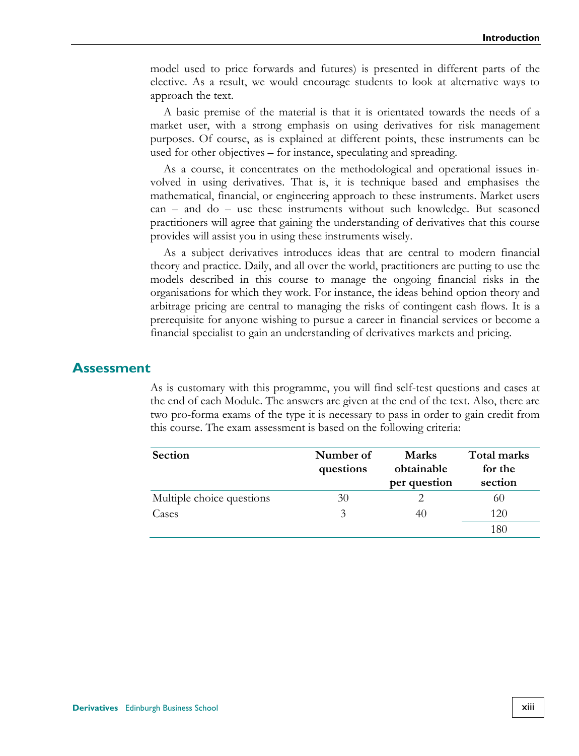model used to price forwards and futures) is presented in different parts of the elective. As a result, we would encourage students to look at alternative ways to approach the text.

A basic premise of the material is that it is orientated towards the needs of a market user, with a strong emphasis on using derivatives for risk management purposes. Of course, as is explained at different points, these instruments can be used for other objectives – for instance, speculating and spreading.

As a course, it concentrates on the methodological and operational issues involved in using derivatives. That is, it is technique based and emphasises the mathematical, financial, or engineering approach to these instruments. Market users can – and do – use these instruments without such knowledge. But seasoned practitioners will agree that gaining the understanding of derivatives that this course provides will assist you in using these instruments wisely.

As a subject derivatives introduces ideas that are central to modern financial theory and practice. Daily, and all over the world, practitioners are putting to use the models described in this course to manage the ongoing financial risks in the organisations for which they work. For instance, the ideas behind option theory and arbitrage pricing are central to managing the risks of contingent cash flows. It is a prerequisite for anyone wishing to pursue a career in financial services or become a financial specialist to gain an understanding of derivatives markets and pricing.

## Assessment

As is customary with this programme, you will find self-test questions and cases at the end of each Module. The answers are given at the end of the text. Also, there are two pro-forma exams of the type it is necessary to pass in order to gain credit from this course. The exam assessment is based on the following criteria:

| Section | Number of questions | Marks obtainable per question | Total marks for the section |
|---|---|---|---|
| Multiple choice questions | 30 | 2 | 60 |
| Cases | 3 | 40 | 120 |
| | | | 180 |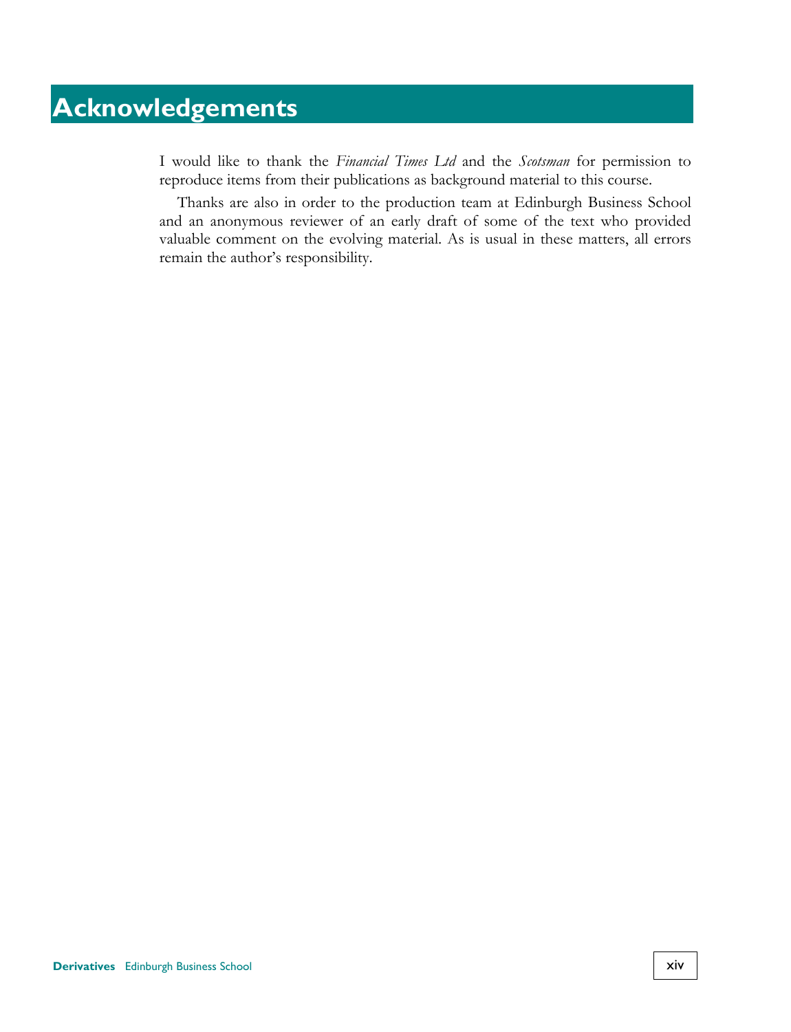# Acknowledgements

I would like to thank the *Financial Times Ltd* and the *Scotsman* for permission to reproduce items from their publications as background material to this course.

Thanks are also in order to the production team at Edinburgh Business School and an anonymous reviewer of an early draft of some of the text who provided valuable comment on the evolving material. As is usual in these matters, all errors remain the author's responsibility.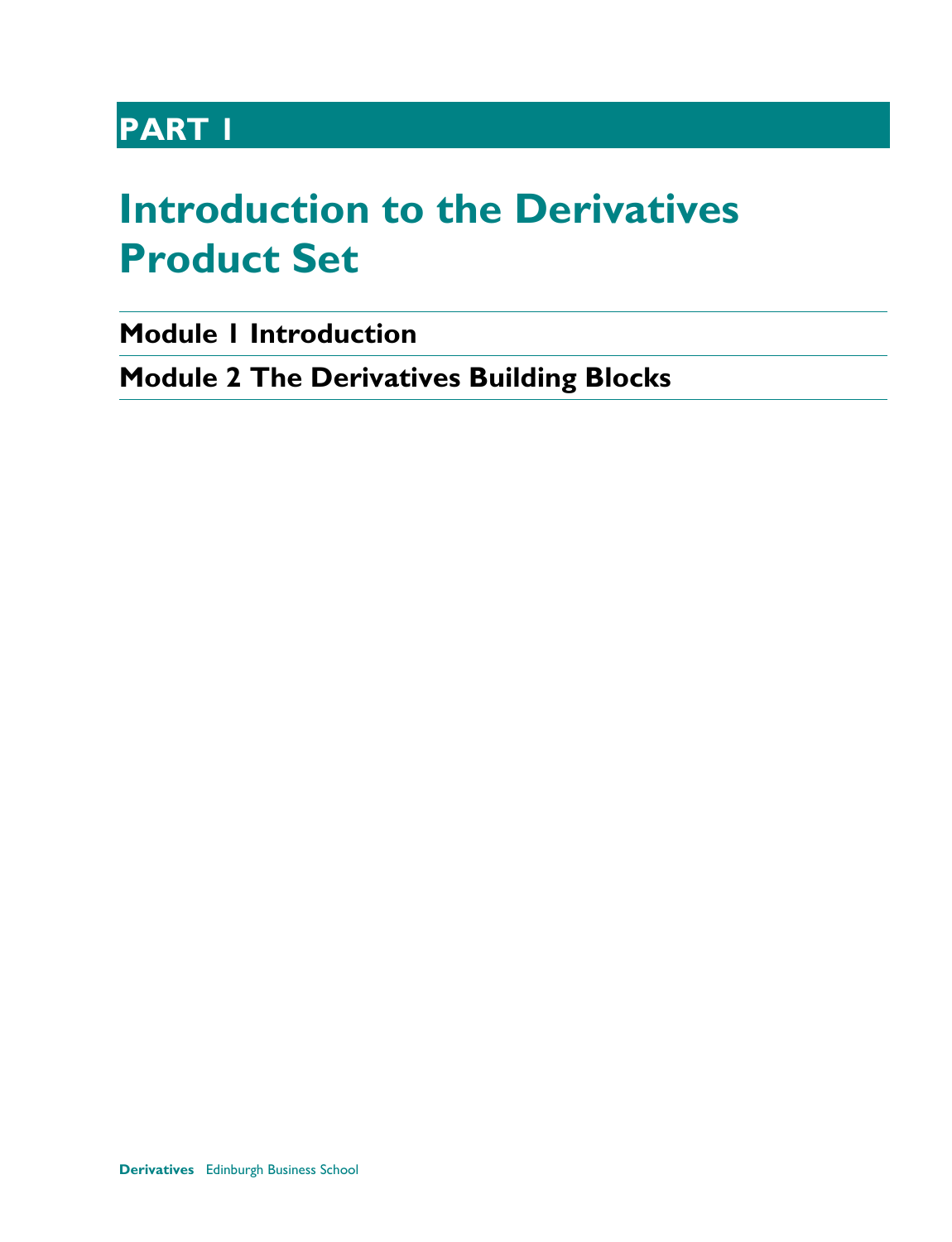# PART 1

# Introduction to the Derivatives Product Set

**Module 1 Introduction**

**Module 2 The Derivatives Building Blocks**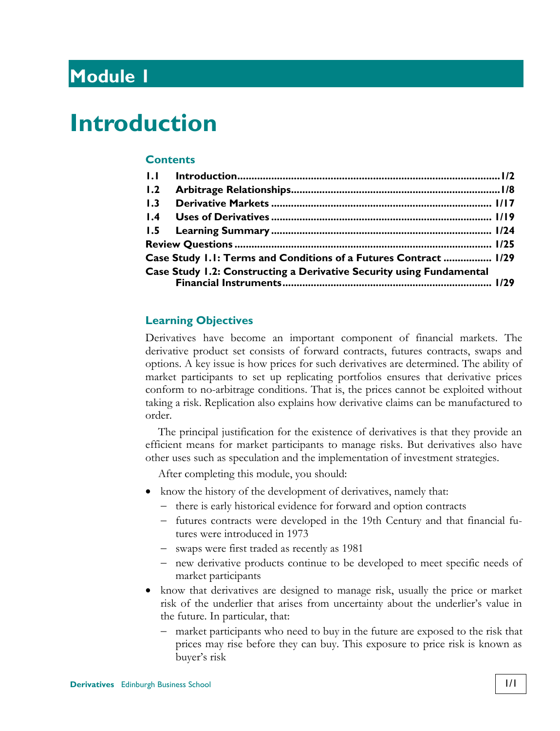# Module 1

# Introduction

### Contents

| | | |
|---|---|---|
| **1.1** | **Introduction** | **1/2** |
| **1.2** | **Arbitrage Relationships** | **1/8** |
| **1.3** | **Derivative Markets** | **1/17** |
| **1.4** | **Uses of Derivatives** | **1/19** |
| **1.5** | **Learning Summary** | **1/24** |
| **Review Questions** | | **1/25** |
| **Case Study 1.1: Terms and Conditions of a Futures Contract** | | **1/29** |
| **Case Study 1.2: Constructing a Derivative Security using Fundamental Financial Instruments** | | **1/29** |

### Learning Objectives

Derivatives have become an important component of financial markets. The derivative product set consists of forward contracts, futures contracts, swaps and options. A key issue is how prices for such derivatives are determined. The ability of market participants to set up replicating portfolios ensures that derivative prices conform to no-arbitrage conditions. That is, the prices cannot be exploited without taking a risk. Replication also explains how derivative claims can be manufactured to order.

The principal justification for the existence of derivatives is that they provide an efficient means for market participants to manage risks. But derivatives also have other uses such as speculation and the implementation of investment strategies.

After completing this module, you should:

- know the history of the development of derivatives, namely that:
  - there is early historical evidence for forward and option contracts
  - futures contracts were developed in the 19th Century and that financial futures were introduced in 1973
  - swaps were first traded as recently as 1981
  - new derivative products continue to be developed to meet specific needs of market participants
- know that derivatives are designed to manage risk, usually the price or market risk of the underlier that arises from uncertainty about the underlier's value in the future. In particular, that:
  - market participants who need to buy in the future are exposed to the risk that prices may rise before they can buy. This exposure to price risk is known as buyer's risk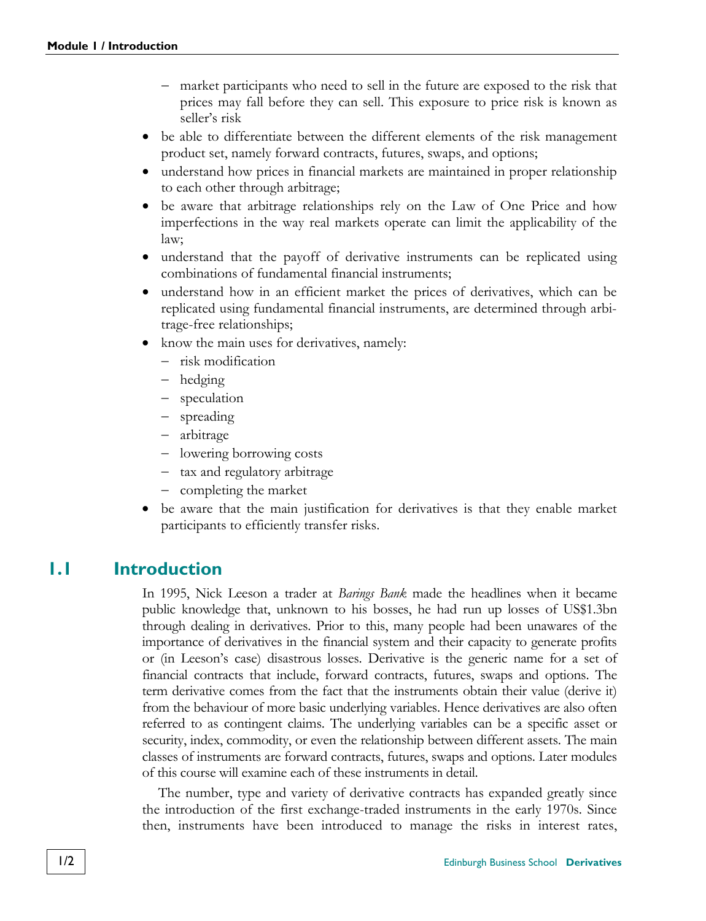- market participants who need to sell in the future are exposed to the risk that prices may fall before they can sell. This exposure to price risk is known as seller's risk
- be able to differentiate between the different elements of the risk management product set, namely forward contracts, futures, swaps, and options;
- understand how prices in financial markets are maintained in proper relationship to each other through arbitrage;
- be aware that arbitrage relationships rely on the Law of One Price and how imperfections in the way real markets operate can limit the applicability of the law;
- understand that the payoff of derivative instruments can be replicated using combinations of fundamental financial instruments;
- understand how in an efficient market the prices of derivatives, which can be replicated using fundamental financial instruments, are determined through arbitrage-free relationships;
- know the main uses for derivatives, namely:
  - risk modification
  - hedging
  - speculation
  - spreading
  - arbitrage
  - lowering borrowing costs
  - tax and regulatory arbitrage
  - completing the market
- be aware that the main justification for derivatives is that they enable market participants to efficiently transfer risks.

## 1.1 Introduction

In 1995, Nick Leeson a trader at *Barings Bank* made the headlines when it became public knowledge that, unknown to his bosses, he had run up losses of US$1.3bn through dealing in derivatives. Prior to this, many people had been unawares of the importance of derivatives in the financial system and their capacity to generate profits or (in Leeson's case) disastrous losses. Derivative is the generic name for a set of financial contracts that include, forward contracts, futures, swaps and options. The term derivative comes from the fact that the instruments obtain their value (derive it) from the behaviour of more basic underlying variables. Hence derivatives are also often referred to as contingent claims. The underlying variables can be a specific asset or security, index, commodity, or even the relationship between different assets. The main classes of instruments are forward contracts, futures, swaps and options. Later modules of this course will examine each of these instruments in detail.

The number, type and variety of derivative contracts has expanded greatly since the introduction of the first exchange-traded instruments in the early 1970s. Since then, instruments have been introduced to manage the risks in interest rates,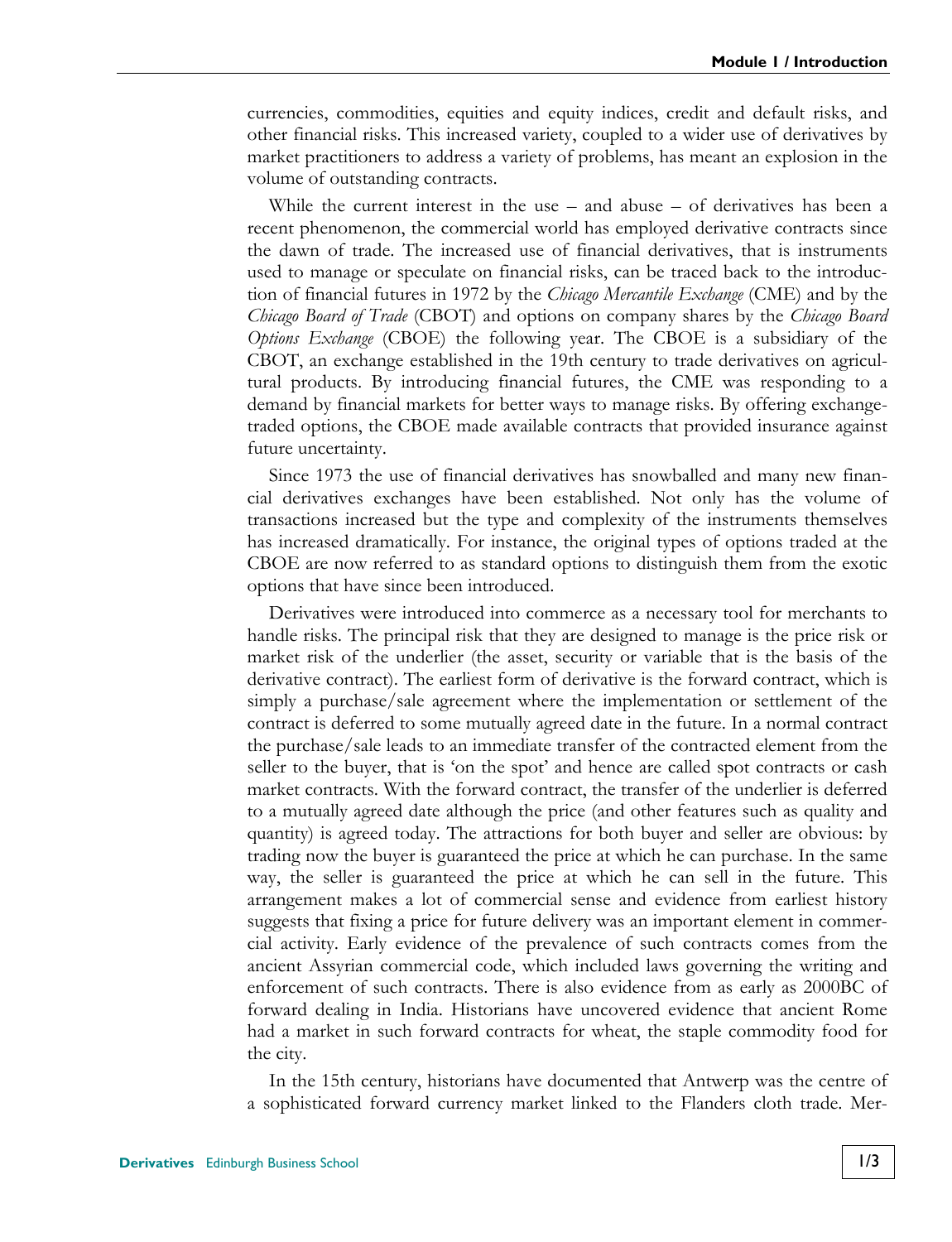currencies, commodities, equities and equity indices, credit and default risks, and other financial risks. This increased variety, coupled to a wider use of derivatives by market practitioners to address a variety of problems, has meant an explosion in the volume of outstanding contracts.

While the current interest in the use – and abuse – of derivatives has been a recent phenomenon, the commercial world has employed derivative contracts since the dawn of trade. The increased use of financial derivatives, that is instruments used to manage or speculate on financial risks, can be traced back to the introduction of financial futures in 1972 by the *Chicago Mercantile Exchange* (CME) and by the *Chicago Board of Trade* (CBOT) and options on company shares by the *Chicago Board Options Exchange* (CBOE) the following year. The CBOE is a subsidiary of the CBOT, an exchange established in the 19th century to trade derivatives on agricultural products. By introducing financial futures, the CME was responding to a demand by financial markets for better ways to manage risks. By offering exchange-traded options, the CBOE made available contracts that provided insurance against future uncertainty.

Since 1973 the use of financial derivatives has snowballed and many new financial derivatives exchanges have been established. Not only has the volume of transactions increased but the type and complexity of the instruments themselves has increased dramatically. For instance, the original types of options traded at the CBOE are now referred to as standard options to distinguish them from the exotic options that have since been introduced.

Derivatives were introduced into commerce as a necessary tool for merchants to handle risks. The principal risk that they are designed to manage is the price risk or market risk of the underlier (the asset, security or variable that is the basis of the derivative contract). The earliest form of derivative is the forward contract, which is simply a purchase/sale agreement where the implementation or settlement of the contract is deferred to some mutually agreed date in the future. In a normal contract the purchase/sale leads to an immediate transfer of the contracted element from the seller to the buyer, that is 'on the spot' and hence are called spot contracts or cash market contracts. With the forward contract, the transfer of the underlier is deferred to a mutually agreed date although the price (and other features such as quality and quantity) is agreed today. The attractions for both buyer and seller are obvious: by trading now the buyer is guaranteed the price at which he can purchase. In the same way, the seller is guaranteed the price at which he can sell in the future. This arrangement makes a lot of commercial sense and evidence from earliest history suggests that fixing a price for future delivery was an important element in commercial activity. Early evidence of the prevalence of such contracts comes from the ancient Assyrian commercial code, which included laws governing the writing and enforcement of such contracts. There is also evidence from as early as 2000BC of forward dealing in India. Historians have uncovered evidence that ancient Rome had a market in such forward contracts for wheat, the staple commodity food for the city.

In the 15th century, historians have documented that Antwerp was the centre of a sophisticated forward currency market linked to the Flanders cloth trade. Mer-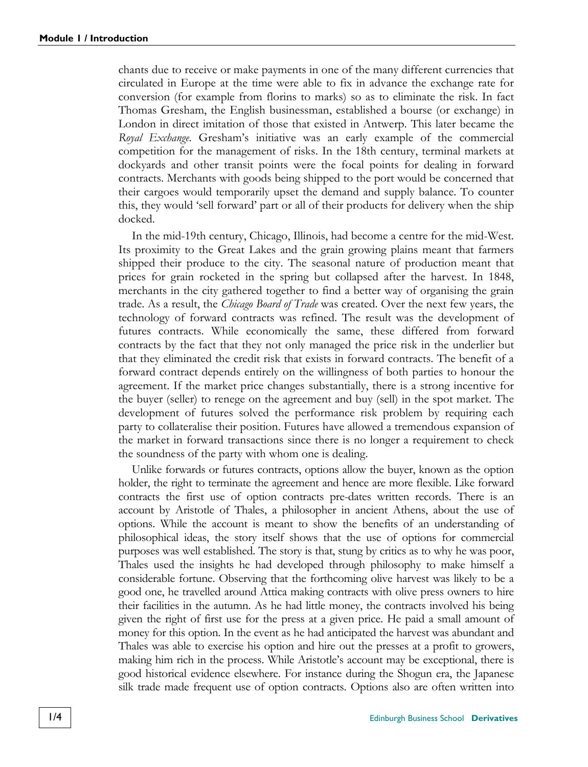chants due to receive or make payments in one of the many different currencies that circulated in Europe at the time were able to fix in advance the exchange rate for conversion (for example from florins to marks) so as to eliminate the risk. In fact Thomas Gresham, the English businessman, established a bourse (or exchange) in London in direct imitation of those that existed in Antwerp. This later became the *Royal Exchange*. Gresham's initiative was an early example of the commercial competition for the management of risks. In the 18th century, terminal markets at dockyards and other transit points were the focal points for dealing in forward contracts. Merchants with goods being shipped to the port would be concerned that their cargoes would temporarily upset the demand and supply balance. To counter this, they would 'sell forward' part or all of their products for delivery when the ship docked.

In the mid-19th century, Chicago, Illinois, had become a centre for the mid-West. Its proximity to the Great Lakes and the grain growing plains meant that farmers shipped their produce to the city. The seasonal nature of production meant that prices for grain rocketed in the spring but collapsed after the harvest. In 1848, merchants in the city gathered together to find a better way of organising the grain trade. As a result, the *Chicago Board of Trade* was created. Over the next few years, the technology of forward contracts was refined. The result was the development of futures contracts. While economically the same, these differed from forward contracts by the fact that they not only managed the price risk in the underlier but that they eliminated the credit risk that exists in forward contracts. The benefit of a forward contract depends entirely on the willingness of both parties to honour the agreement. If the market price changes substantially, there is a strong incentive for the buyer (seller) to renege on the agreement and buy (sell) in the spot market. The development of futures solved the performance risk problem by requiring each party to collateralise their position. Futures have allowed a tremendous expansion of the market in forward transactions since there is no longer a requirement to check the soundness of the party with whom one is dealing.

Unlike forwards or futures contracts, options allow the buyer, known as the option holder, the right to terminate the agreement and hence are more flexible. Like forward contracts the first use of option contracts pre-dates written records. There is an account by Aristotle of Thales, a philosopher in ancient Athens, about the use of options. While the account is meant to show the benefits of an understanding of philosophical ideas, the story itself shows that the use of options for commercial purposes was well established. The story is that, stung by critics as to why he was poor, Thales used the insights he had developed through philosophy to make himself a considerable fortune. Observing that the forthcoming olive harvest was likely to be a good one, he travelled around Attica making contracts with olive press owners to hire their facilities in the autumn. As he had little money, the contracts involved his being given the right of first use for the press at a given price. He paid a small amount of money for this option. In the event as he had anticipated the harvest was abundant and Thales was able to exercise his option and hire out the presses at a profit to growers, making him rich in the process. While Aristotle's account may be exceptional, there is good historical evidence elsewhere. For instance during the Shogun era, the Japanese silk trade made frequent use of option contracts. Options also are often written into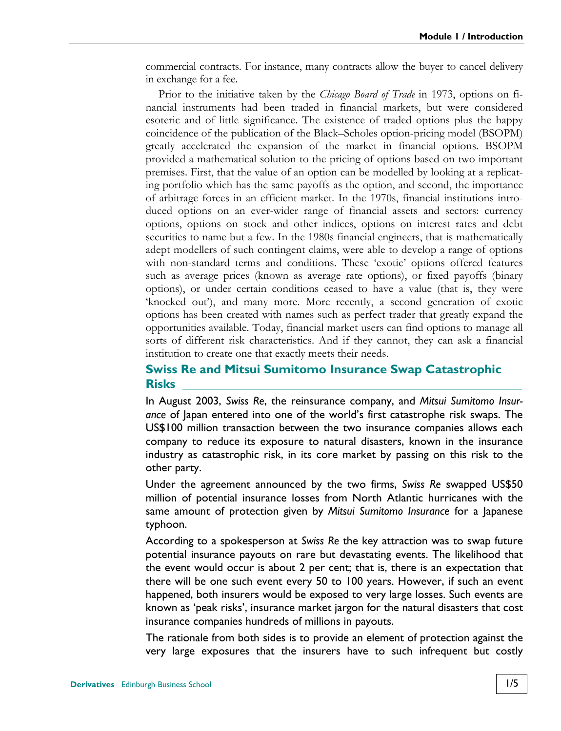commercial contracts. For instance, many contracts allow the buyer to cancel delivery in exchange for a fee.

Prior to the initiative taken by the *Chicago Board of Trade* in 1973, options on financial instruments had been traded in financial markets, but were considered esoteric and of little significance. The existence of traded options plus the happy coincidence of the publication of the Black–Scholes option-pricing model (BSOPM) greatly accelerated the expansion of the market in financial options. BSOPM provided a mathematical solution to the pricing of options based on two important premises. First, that the value of an option can be modelled by looking at a replicating portfolio which has the same payoffs as the option, and second, the importance of arbitrage forces in an efficient market. In the 1970s, financial institutions introduced options on an ever-wider range of financial assets and sectors: currency options, options on stock and other indices, options on interest rates and debt securities to name but a few. In the 1980s financial engineers, that is mathematically adept modellers of such contingent claims, were able to develop a range of options with non-standard terms and conditions. These 'exotic' options offered features such as average prices (known as average rate options), or fixed payoffs (binary options), or under certain conditions ceased to have a value (that is, they were 'knocked out'), and many more. More recently, a second generation of exotic options has been created with names such as perfect trader that greatly expand the opportunities available. Today, financial market users can find options to manage all sorts of different risk characteristics. And if they cannot, they can ask a financial institution to create one that exactly meets their needs.

## Swiss Re and Mitsui Sumitomo Insurance Swap Catastrophic Risks

In August 2003, *Swiss Re*, the reinsurance company, and *Mitsui Sumitomo Insurance* of Japan entered into one of the world's first catastrophe risk swaps. The US$100 million transaction between the two insurance companies allows each company to reduce its exposure to natural disasters, known in the insurance industry as catastrophic risk, in its core market by passing on this risk to the other party.

Under the agreement announced by the two firms, *Swiss Re* swapped US$50 million of potential insurance losses from North Atlantic hurricanes with the same amount of protection given by *Mitsui Sumitomo Insurance* for a Japanese typhoon.

According to a spokesperson at *Swiss Re* the key attraction was to swap future potential insurance payouts on rare but devastating events. The likelihood that the event would occur is about 2 per cent; that is, there is an expectation that there will be one such event every 50 to 100 years. However, if such an event happened, both insurers would be exposed to very large losses. Such events are known as 'peak risks', insurance market jargon for the natural disasters that cost insurance companies hundreds of millions in payouts.

The rationale from both sides is to provide an element of protection against the very large exposures that the insurers have to such infrequent but costly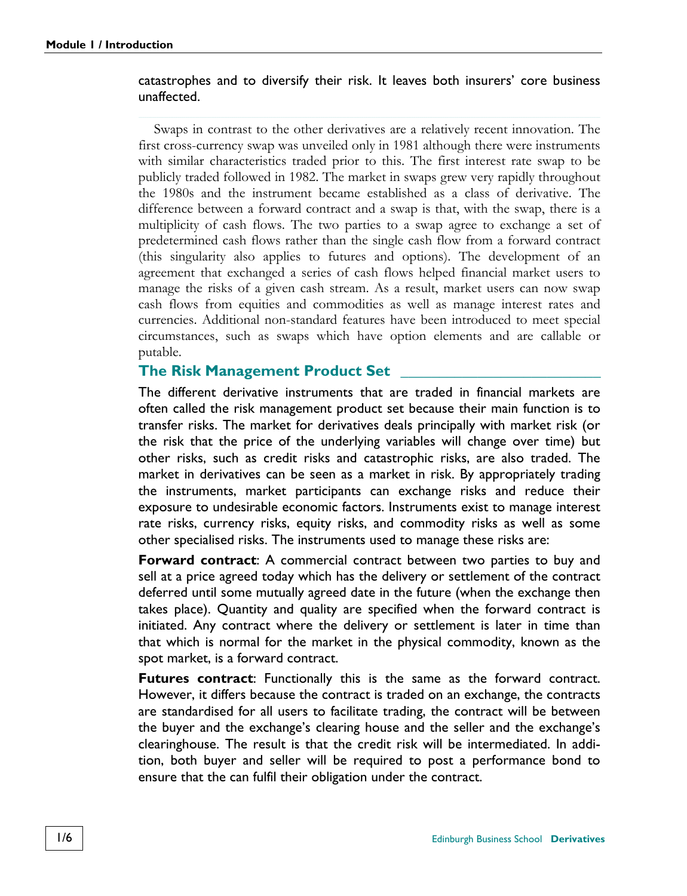catastrophes and to diversify their risk. It leaves both insurers' core business unaffected.

Swaps in contrast to the other derivatives are a relatively recent innovation. The first cross-currency swap was unveiled only in 1981 although there were instruments with similar characteristics traded prior to this. The first interest rate swap to be publicly traded followed in 1982. The market in swaps grew very rapidly throughout the 1980s and the instrument became established as a class of derivative. The difference between a forward contract and a swap is that, with the swap, there is a multiplicity of cash flows. The two parties to a swap agree to exchange a set of predetermined cash flows rather than the single cash flow from a forward contract (this singularity also applies to futures and options). The development of an agreement that exchanged a series of cash flows helped financial market users to manage the risks of a given cash stream. As a result, market users can now swap cash flows from equities and commodities as well as manage interest rates and currencies. Additional non-standard features have been introduced to meet special circumstances, such as swaps which have option elements and are callable or putable.

## The Risk Management Product Set

The different derivative instruments that are traded in financial markets are often called the risk management product set because their main function is to transfer risks. The market for derivatives deals principally with market risk (or the risk that the price of the underlying variables will change over time) but other risks, such as credit risks and catastrophic risks, are also traded. The market in derivatives can be seen as a market in risk. By appropriately trading the instruments, market participants can exchange risks and reduce their exposure to undesirable economic factors. Instruments exist to manage interest rate risks, currency risks, equity risks, and commodity risks as well as some other specialised risks. The instruments used to manage these risks are:

**Forward contract**: A commercial contract between two parties to buy and sell at a price agreed today which has the delivery or settlement of the contract deferred until some mutually agreed date in the future (when the exchange then takes place). Quantity and quality are specified when the forward contract is initiated. Any contract where the delivery or settlement is later in time than that which is normal for the market in the physical commodity, known as the spot market, is a forward contract.

**Futures contract**: Functionally this is the same as the forward contract. However, it differs because the contract is traded on an exchange, the contracts are standardised for all users to facilitate trading, the contract will be between the buyer and the exchange's clearing house and the seller and the exchange's clearinghouse. The result is that the credit risk will be intermediated. In addition, both buyer and seller will be required to post a performance bond to ensure that the can fulfil their obligation under the contract.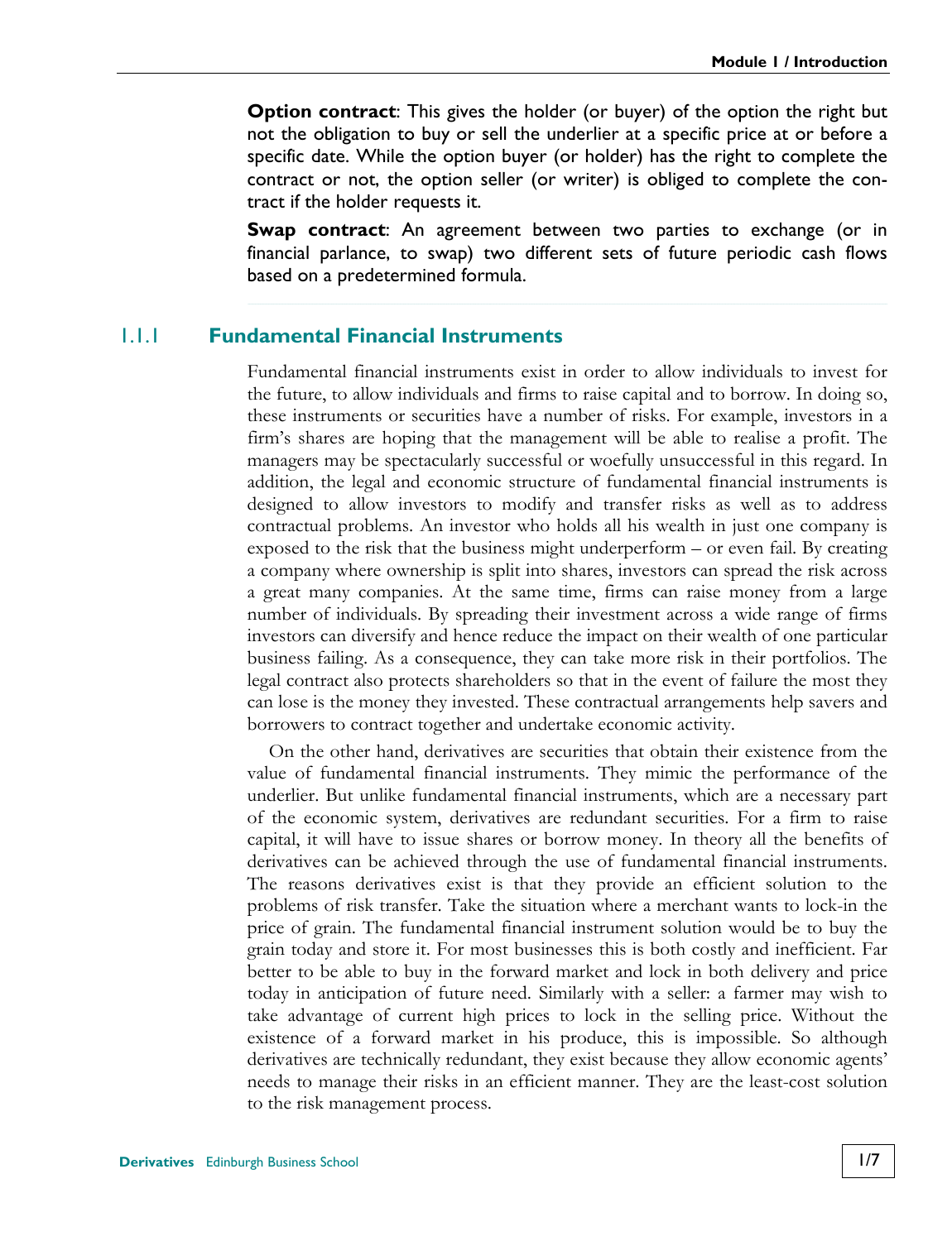**Option contract**: This gives the holder (or buyer) of the option the right but not the obligation to buy or sell the underlier at a specific price at or before a specific date. While the option buyer (or holder) has the right to complete the contract or not, the option seller (or writer) is obliged to complete the contract if the holder requests it.

**Swap contract**: An agreement between two parties to exchange (or in financial parlance, to swap) two different sets of future periodic cash flows based on a predetermined formula.

### 1.1.1 Fundamental Financial Instruments

Fundamental financial instruments exist in order to allow individuals to invest for the future, to allow individuals and firms to raise capital and to borrow. In doing so, these instruments or securities have a number of risks. For example, investors in a firm's shares are hoping that the management will be able to realise a profit. The managers may be spectacularly successful or woefully unsuccessful in this regard. In addition, the legal and economic structure of fundamental financial instruments is designed to allow investors to modify and transfer risks as well as to address contractual problems. An investor who holds all his wealth in just one company is exposed to the risk that the business might underperform – or even fail. By creating a company where ownership is split into shares, investors can spread the risk across a great many companies. At the same time, firms can raise money from a large number of individuals. By spreading their investment across a wide range of firms investors can diversify and hence reduce the impact on their wealth of one particular business failing. As a consequence, they can take more risk in their portfolios. The legal contract also protects shareholders so that in the event of failure the most they can lose is the money they invested. These contractual arrangements help savers and borrowers to contract together and undertake economic activity.

On the other hand, derivatives are securities that obtain their existence from the value of fundamental financial instruments. They mimic the performance of the underlier. But unlike fundamental financial instruments, which are a necessary part of the economic system, derivatives are redundant securities. For a firm to raise capital, it will have to issue shares or borrow money. In theory all the benefits of derivatives can be achieved through the use of fundamental financial instruments. The reasons derivatives exist is that they provide an efficient solution to the problems of risk transfer. Take the situation where a merchant wants to lock-in the price of grain. The fundamental financial instrument solution would be to buy the grain today and store it. For most businesses this is both costly and inefficient. Far better to be able to buy in the forward market and lock in both delivery and price today in anticipation of future need. Similarly with a seller: a farmer may wish to take advantage of current high prices to lock in the selling price. Without the existence of a forward market in his produce, this is impossible. So although derivatives are technically redundant, they exist because they allow economic agents' needs to manage their risks in an efficient manner. They are the least-cost solution to the risk management process.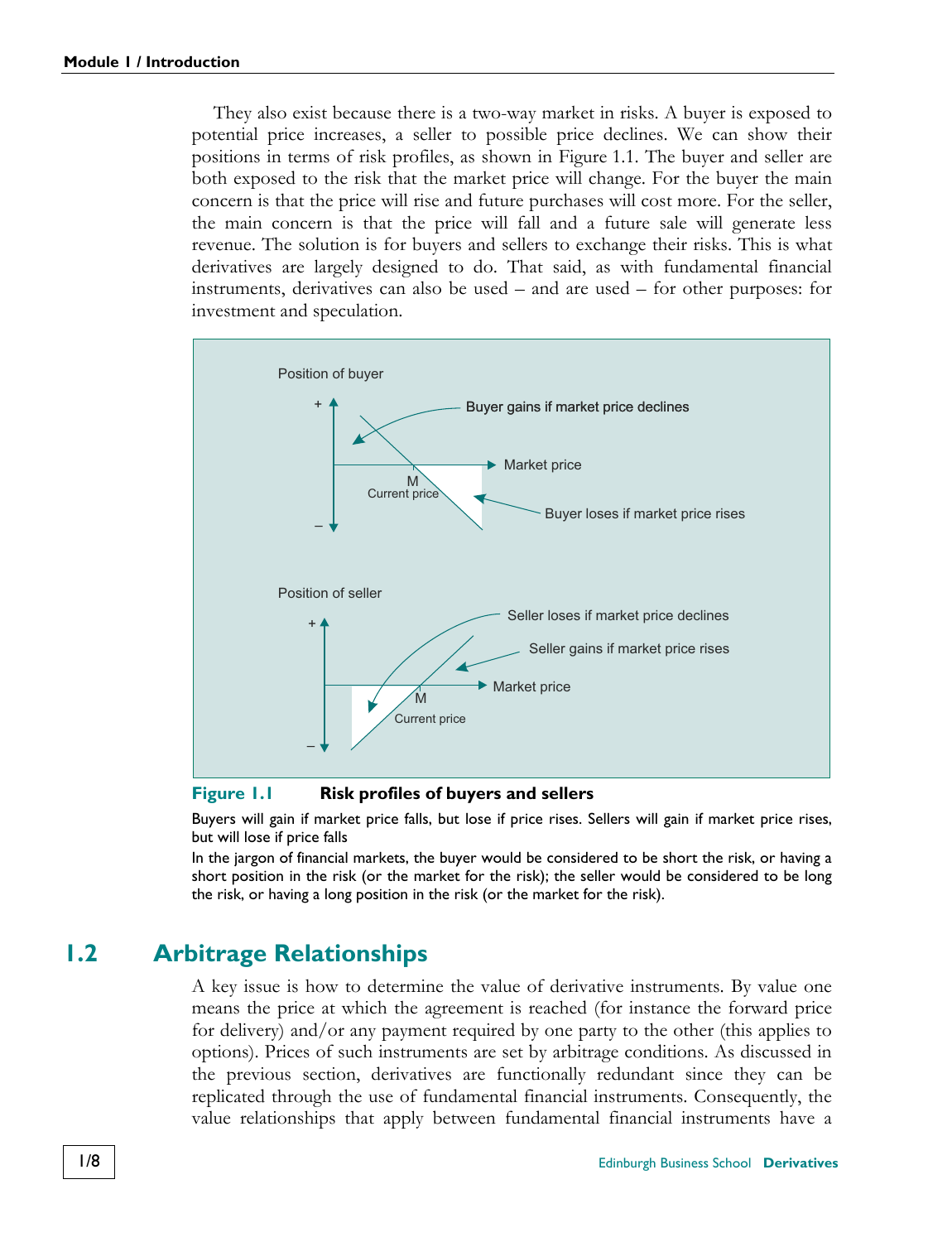They also exist because there is a two-way market in risks. A buyer is exposed to potential price increases, a seller to possible price declines. We can show their positions in terms of risk profiles, as shown in Figure 1.1. The buyer and seller are both exposed to the risk that the market price will change. For the buyer the main concern is that the price will rise and future purchases will cost more. For the seller, the main concern is that the price will fall and a future sale will generate less revenue. The solution is for buyers and sellers to exchange their risks. This is what derivatives are largely designed to do. That said, as with fundamental financial instruments, derivatives can also be used – and are used – for other purposes: for investment and speculation.

**Figure 1.1 Risk profiles of buyers and sellers**

Buyers will gain if market price falls, but lose if price rises. Sellers will gain if market price rises, but will lose if price falls

In the jargon of financial markets, the buyer would be considered to be short the risk, or having a short position in the risk (or the market for the risk); the seller would be considered to be long the risk, or having a long position in the risk (or the market for the risk).

## 1.2 Arbitrage Relationships

A key issue is how to determine the value of derivative instruments. By value one means the price at which the agreement is reached (for instance the forward price for delivery) and/or any payment required by one party to the other (this applies to options). Prices of such instruments are set by arbitrage conditions. As discussed in the previous section, derivatives are functionally redundant since they can be replicated through the use of fundamental financial instruments. Consequently, the value relationships that apply between fundamental financial instruments have a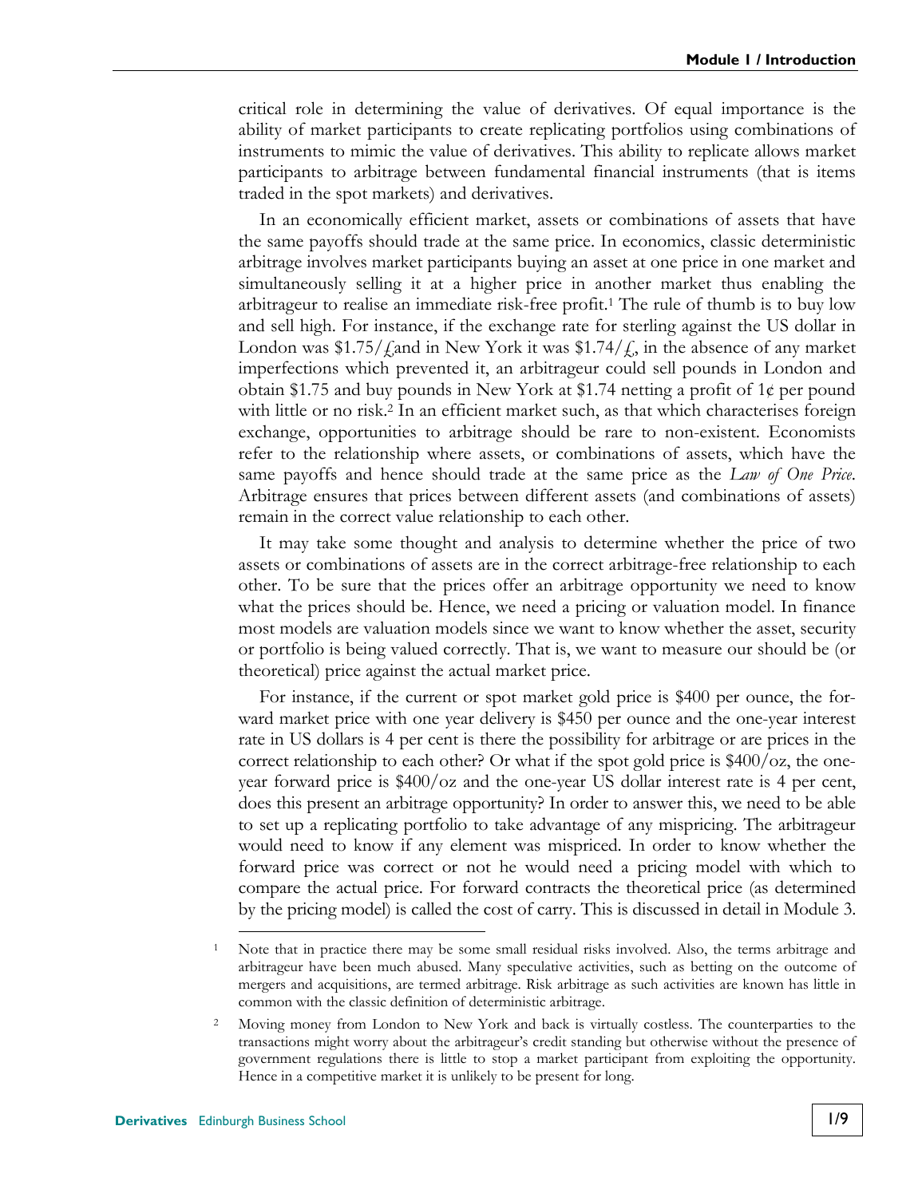critical role in determining the value of derivatives. Of equal importance is the ability of market participants to create replicating portfolios using combinations of instruments to mimic the value of derivatives. This ability to replicate allows market participants to arbitrage between fundamental financial instruments (that is items traded in the spot markets) and derivatives.

In an economically efficient market, assets or combinations of assets that have the same payoffs should trade at the same price. In economics, classic deterministic arbitrage involves market participants buying an asset at one price in one market and simultaneously selling it at a higher price in another market thus enabling the arbitrageur to realise an immediate risk-free profit.[1] The rule of thumb is to buy low and sell high. For instance, if the exchange rate for sterling against the US dollar in London was \$1.75/£and in New York it was \$1.74/£, in the absence of any market imperfections which prevented it, an arbitrageur could sell pounds in London and obtain \$1.75 and buy pounds in New York at \$1.74 netting a profit of 1¢ per pound with little or no risk.[2] In an efficient market such, as that which characterises foreign exchange, opportunities to arbitrage should be rare to non-existent. Economists refer to the relationship where assets, or combinations of assets, which have the same payoffs and hence should trade at the same price as the *Law of One Price*. Arbitrage ensures that prices between different assets (and combinations of assets) remain in the correct value relationship to each other.

It may take some thought and analysis to determine whether the price of two assets or combinations of assets are in the correct arbitrage-free relationship to each other. To be sure that the prices offer an arbitrage opportunity we need to know what the prices should be. Hence, we need a pricing or valuation model. In finance most models are valuation models since we want to know whether the asset, security or portfolio is being valued correctly. That is, we want to measure our should be (or theoretical) price against the actual market price.

For instance, if the current or spot market gold price is \$400 per ounce, the forward market price with one year delivery is \$450 per ounce and the one-year interest rate in US dollars is 4 per cent is there the possibility for arbitrage or are prices in the correct relationship to each other? Or what if the spot gold price is \$400/oz, the one-year forward price is \$400/oz and the one-year US dollar interest rate is 4 per cent, does this present an arbitrage opportunity? In order to answer this, we need to be able to set up a replicating portfolio to take advantage of any mispricing. The arbitrageur would need to know if any element was mispriced. In order to know whether the forward price was correct or not he would need a pricing model with which to compare the actual price. For forward contracts the theoretical price (as determined by the pricing model) is called the cost of carry. This is discussed in detail in Module 3.

---

[1] Note that in practice there may be some small residual risks involved. Also, the terms arbitrage and arbitrageur have been much abused. Many speculative activities, such as betting on the outcome of mergers and acquisitions, are termed arbitrage. Risk arbitrage as such activities are known has little in common with the classic definition of deterministic arbitrage.

[2] Moving money from London to New York and back is virtually costless. The counterparties to the transactions might worry about the arbitrageur's credit standing but otherwise without the presence of government regulations there is little to stop a market participant from exploiting the opportunity. Hence in a competitive market it is unlikely to be present for long.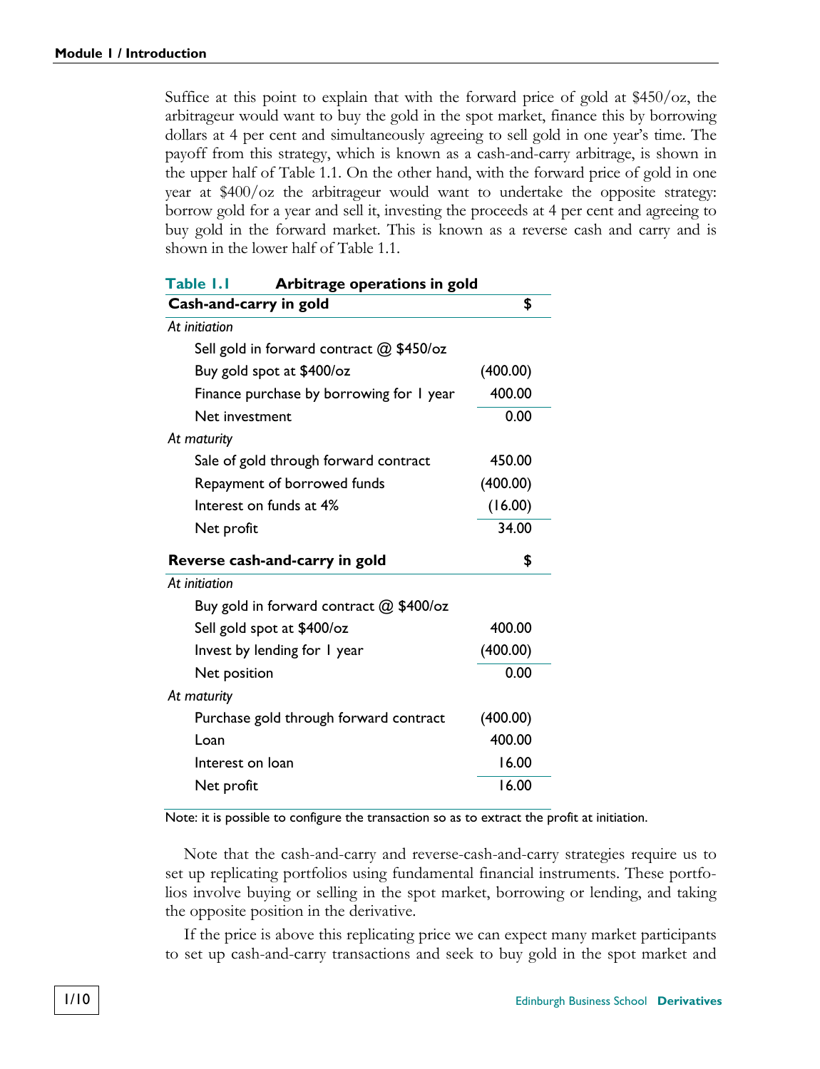Suffice at this point to explain that with the forward price of gold at $450/oz, the arbitrageur would want to buy the gold in the spot market, finance this by borrowing dollars at 4 per cent and simultaneously agreeing to sell gold in one year's time. The payoff from this strategy, which is known as a cash-and-carry arbitrage, is shown in the upper half of Table 1.1. On the other hand, with the forward price of gold in one year at $400/oz the arbitrageur would want to undertake the opposite strategy: borrow gold for a year and sell it, investing the proceeds at 4 per cent and agreeing to buy gold in the forward market. This is known as a reverse cash and carry and is shown in the lower half of Table 1.1.

**Table 1.1 Arbitrage operations in gold**

| **Cash-and-carry in gold** | **$** |
|---|---|
| *At initiation* | |
| Sell gold in forward contract @ $450/oz | |
| Buy gold spot at $400/oz | (400.00) |
| Finance purchase by borrowing for 1 year | 400.00 |
| Net investment | 0.00 |
| *At maturity* | |
| Sale of gold through forward contract | 450.00 |
| Repayment of borrowed funds | (400.00) |
| Interest on funds at 4% | (16.00) |
| Net profit | 34.00 |
| **Reverse cash-and-carry in gold** | **$** |
| *At initiation* | |
| Buy gold in forward contract @ $400/oz | |
| Sell gold spot at $400/oz | 400.00 |
| Invest by lending for 1 year | (400.00) |
| Net position | 0.00 |
| *At maturity* | |
| Purchase gold through forward contract | (400.00) |
| Loan | 400.00 |
| Interest on loan | 16.00 |
| Net profit | 16.00 |

Note: it is possible to configure the transaction so as to extract the profit at initiation.

Note that the cash-and-carry and reverse-cash-and-carry strategies require us to set up replicating portfolios using fundamental financial instruments. These portfolios involve buying or selling in the spot market, borrowing or lending, and taking the opposite position in the derivative.

If the price is above this replicating price we can expect many market participants to set up cash-and-carry transactions and seek to buy gold in the spot market and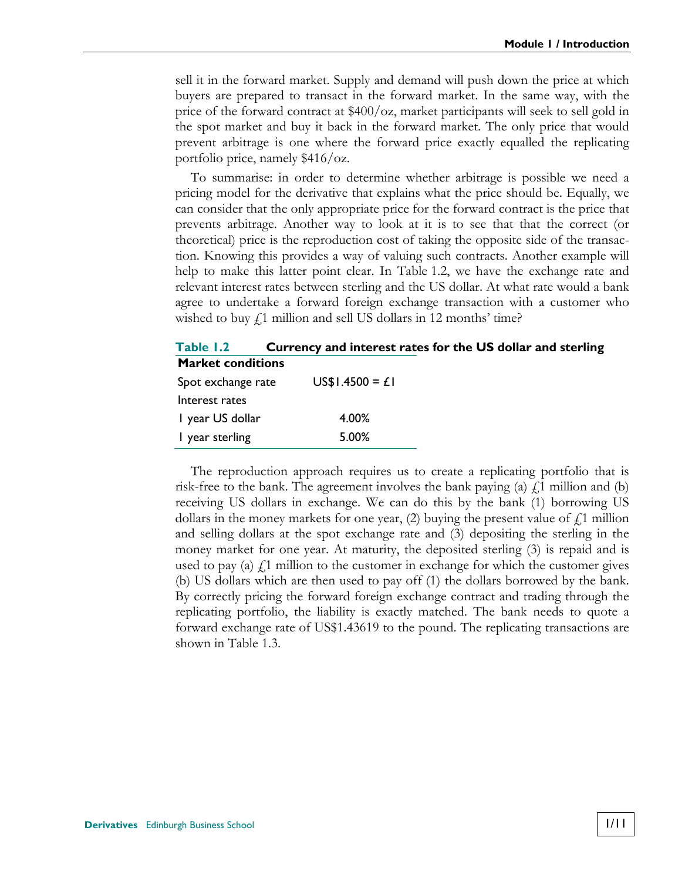sell it in the forward market. Supply and demand will push down the price at which buyers are prepared to transact in the forward market. In the same way, with the price of the forward contract at $400/oz, market participants will seek to sell gold in the spot market and buy it back in the forward market. The only price that would prevent arbitrage is one where the forward price exactly equalled the replicating portfolio price, namely $416/oz.

To summarise: in order to determine whether arbitrage is possible we need a pricing model for the derivative that explains what the price should be. Equally, we can consider that the only appropriate price for the forward contract is the price that prevents arbitrage. Another way to look at it is to see that that the correct (or theoretical) price is the reproduction cost of taking the opposite side of the transaction. Knowing this provides a way of valuing such contracts. Another example will help to make this latter point clear. In Table 1.2, we have the exchange rate and relevant interest rates between sterling and the US dollar. At what rate would a bank agree to undertake a forward foreign exchange transaction with a customer who wished to buy £1 million and sell US dollars in 12 months' time?

**Table 1.2 Currency and interest rates for the US dollar and sterling**

| Market conditions | |
|---|---|
| Spot exchange rate | US$1.4500 = £1 |
| Interest rates | |
| 1 year US dollar | 4.00% |
| 1 year sterling | 5.00% |

The reproduction approach requires us to create a replicating portfolio that is risk-free to the bank. The agreement involves the bank paying (a) £1 million and (b) receiving US dollars in exchange. We can do this by the bank (1) borrowing US dollars in the money markets for one year, (2) buying the present value of £1 million and selling dollars at the spot exchange rate and (3) depositing the sterling in the money market for one year. At maturity, the deposited sterling (3) is repaid and is used to pay (a) £1 million to the customer in exchange for which the customer gives (b) US dollars which are then used to pay off (1) the dollars borrowed by the bank. By correctly pricing the forward foreign exchange contract and trading through the replicating portfolio, the liability is exactly matched. The bank needs to quote a forward exchange rate of US$1.43619 to the pound. The replicating transactions are shown in Table 1.3.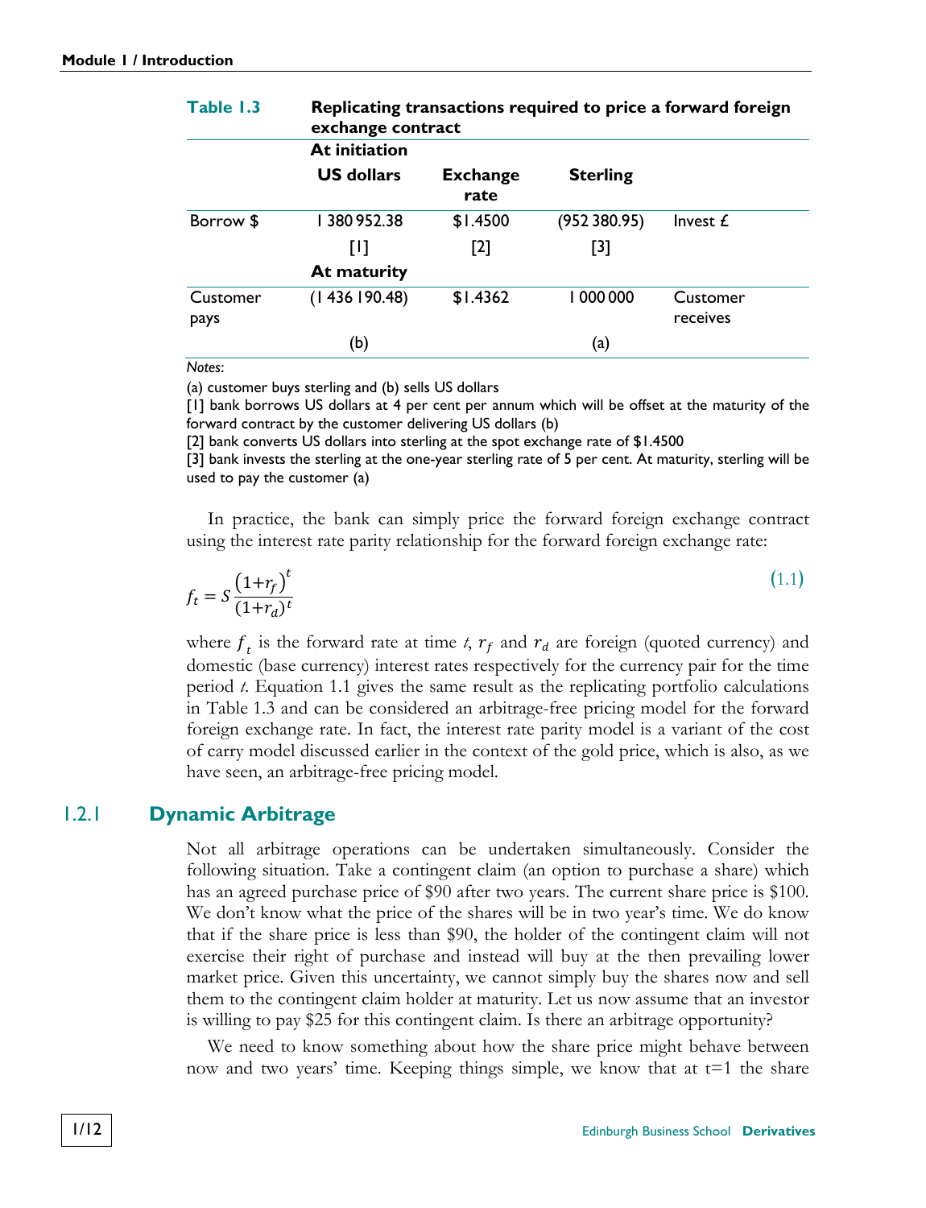**Table 1.3 Replicating transactions required to price a forward foreign exchange contract**

| | US dollars | Exchange rate | Sterling | |
|---|---|---|---|---|
| | **At initiation** | | | |
| Borrow $ | 1 380 952.38 | $1.4500 | (952 380.95) | Invest £ |
| | [1] | [2] | [3] | |
| | **At maturity** | | | |
| Customer pays | (1 436 190.48) | $1.4362 | 1 000 000 | Customer receives |
| | (b) | | (a) | |

*Notes*:

(a) customer buys sterling and (b) sells US dollars

[1] bank borrows US dollars at 4 per cent per annum which will be offset at the maturity of the forward contract by the customer delivering US dollars (b)

[2] bank converts US dollars into sterling at the spot exchange rate of $1.4500

[3] bank invests the sterling at the one-year sterling rate of 5 per cent. At maturity, sterling will be used to pay the customer (a)

In practice, the bank can simply price the forward foreign exchange contract using the interest rate parity relationship for the forward foreign exchange rate:

$$f_t = S\frac{\left(1+r_f\right)^t}{(1+r_d)^t} \tag{1.1}$$

where $f_t$ is the forward rate at time $t$, $r_f$ and $r_d$ are foreign (quoted currency) and domestic (base currency) interest rates respectively for the currency pair for the time period $t$. Equation 1.1 gives the same result as the replicating portfolio calculations in Table 1.3 and can be considered an arbitrage-free pricing model for the forward foreign exchange rate. In fact, the interest rate parity model is a variant of the cost of carry model discussed earlier in the context of the gold price, which is also, as we have seen, an arbitrage-free pricing model.

### 1.2.1 Dynamic Arbitrage

Not all arbitrage operations can be undertaken simultaneously. Consider the following situation. Take a contingent claim (an option to purchase a share) which has an agreed purchase price of $90 after two years. The current share price is $100. We don't know what the price of the shares will be in two year's time. We do know that if the share price is less than $90, the holder of the contingent claim will not exercise their right of purchase and instead will buy at the then prevailing lower market price. Given this uncertainty, we cannot simply buy the shares now and sell them to the contingent claim holder at maturity. Let us now assume that an investor is willing to pay $25 for this contingent claim. Is there an arbitrage opportunity?

We need to know something about how the share price might behave between now and two years' time. Keeping things simple, we know that at t=1 the share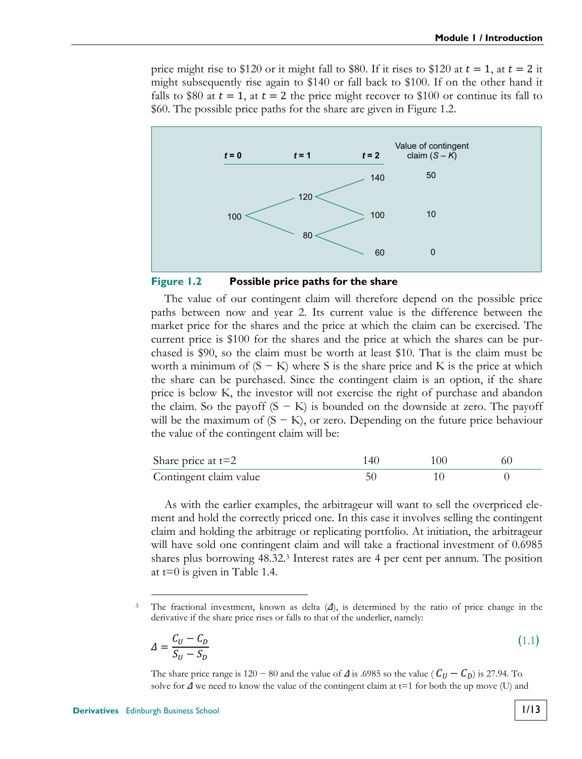price might rise to \$120 or it might fall to \$80. If it rises to \$120 at $t = 1$, at $t = 2$ it might subsequently rise again to \$140 or fall back to \$100. If on the other hand it falls to \$80 at $t = 1$, at $t = 2$ the price might recover to \$100 or continue its fall to \$60. The possible price paths for the share are given in Figure 1.2.

| $t = 0$ | $t = 1$ | $t = 2$ | Value of contingent claim ($S - K$) |
|---|---|---|---|
| | | 140 | 50 |
| | 120 | | |
| 100 | | 100 | 10 |
| | 80 | | |
| | | 60 | 0 |

**Figure 1.2** **Possible price paths for the share**

The value of our contingent claim will therefore depend on the possible price paths between now and year 2. Its current value is the difference between the market price for the shares and the price at which the claim can be exercised. The current price is \$100 for the shares and the price at which the shares can be purchased is \$90, so the claim must be worth at least \$10. That is the claim must be worth a minimum of (S − K) where S is the share price and K is the price at which the share can be purchased. Since the contingent claim is an option, if the share price is below K, the investor will not exercise the right of purchase and abandon the claim. So the payoff (S − K) is bounded on the downside at zero. The payoff will be the maximum of (S − K), or zero. Depending on the future price behaviour the value of the contingent claim will be:

| Share price at t=2 | 140 | 100 | 60 |
|---|---|---|---|
| Contingent claim value | 50 | 10 | 0 |

As with the earlier examples, the arbitrageur will want to sell the overpriced element and hold the correctly priced one. In this case it involves selling the contingent claim and holding the arbitrage or replicating portfolio. At initiation, the arbitrageur will have sold one contingent claim and will take a fractional investment of 0.6985 shares plus borrowing 48.32.[3] Interest rates are 4 per cent per annum. The position at t=0 is given in Table 1.4.

[3] The fractional investment, known as delta ($\Delta$), is determined by the ratio of price change in the derivative if the share price rises or falls to that of the underlier, namely:

$$\Delta = \frac{C_U - C_D}{S_U - S_D} \tag{1.1}$$

The share price range is 120 − 80 and the value of $\Delta$ is .6985 so the value ($C_U - C_D$) is 27.94. To solve for $\Delta$ we need to know the value of the contingent claim at t=1 for both the up move (U) and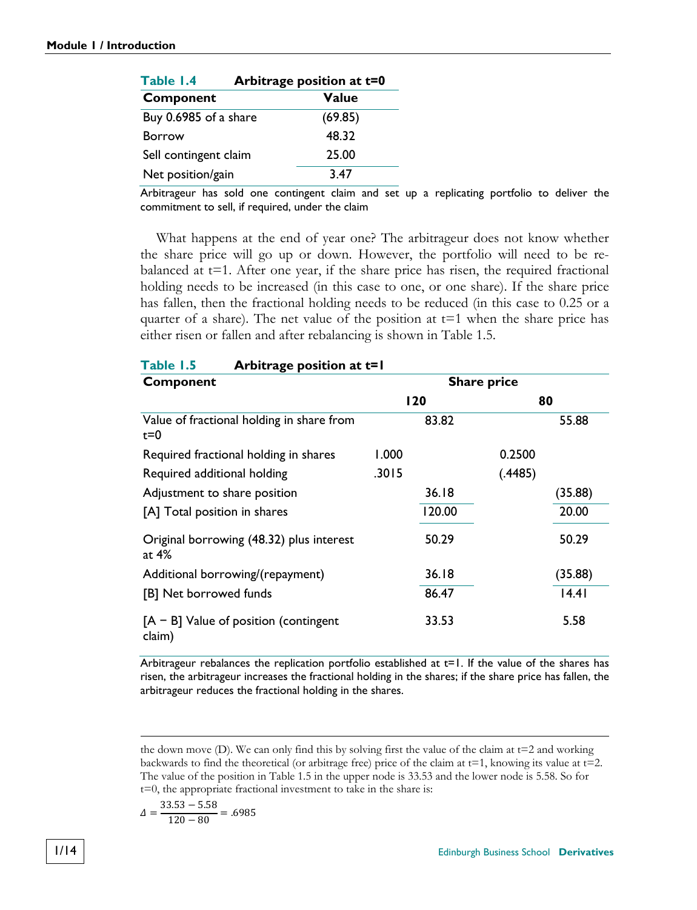**Table 1.4 Arbitrage position at t=0**

| Component | Value |
|---|---|
| Buy 0.6985 of a share | (69.85) |
| Borrow | 48.32 |
| Sell contingent claim | 25.00 |
| Net position/gain | 3.47 |

Arbitrageur has sold one contingent claim and set up a replicating portfolio to deliver the commitment to sell, if required, under the claim

What happens at the end of year one? The arbitrageur does not know whether the share price will go up or down. However, the portfolio will need to be rebalanced at t=1. After one year, if the share price has risen, the required fractional holding needs to be increased (in this case to one, or one share). If the share price has fallen, then the fractional holding needs to be reduced (in this case to 0.25 or a quarter of a share). The net value of the position at t=1 when the share price has either risen or fallen and after rebalancing is shown in Table 1.5.

**Table 1.5 Arbitrage position at t=1**

| Component | Share price | | | |
|---|---|---|---|---|
| | 120 | | 80 | |
| Value of fractional holding in share from t=0 | | 83.82 | | 55.88 |
| Required fractional holding in shares | 1.000 | | 0.2500 | |
| Required additional holding | .3015 | | (.4485) | |
| Adjustment to share position | | 36.18 | | (35.88) |
| [A] Total position in shares | | 120.00 | | 20.00 |
| Original borrowing (48.32) plus interest at 4% | | 50.29 | | 50.29 |
| Additional borrowing/(repayment) | | 36.18 | | (35.88) |
| [B] Net borrowed funds | | 86.47 | | 14.41 |
| [A − B] Value of position (contingent claim) | | 33.53 | | 5.58 |

Arbitrageur rebalances the replication portfolio established at t=1. If the value of the shares has risen, the arbitrageur increases the fractional holding in the shares; if the share price has fallen, the arbitrageur reduces the fractional holding in the shares.

---

the down move (D). We can only find this by solving first the value of the claim at t=2 and working backwards to find the theoretical (or arbitrage free) price of the claim at t=1, knowing its value at t=2. The value of the position in Table 1.5 in the upper node is 33.53 and the lower node is 5.58. So for t=0, the appropriate fractional investment to take in the share is:

$$\Delta = \frac{33.53 - 5.58}{120 - 80} = .6985$$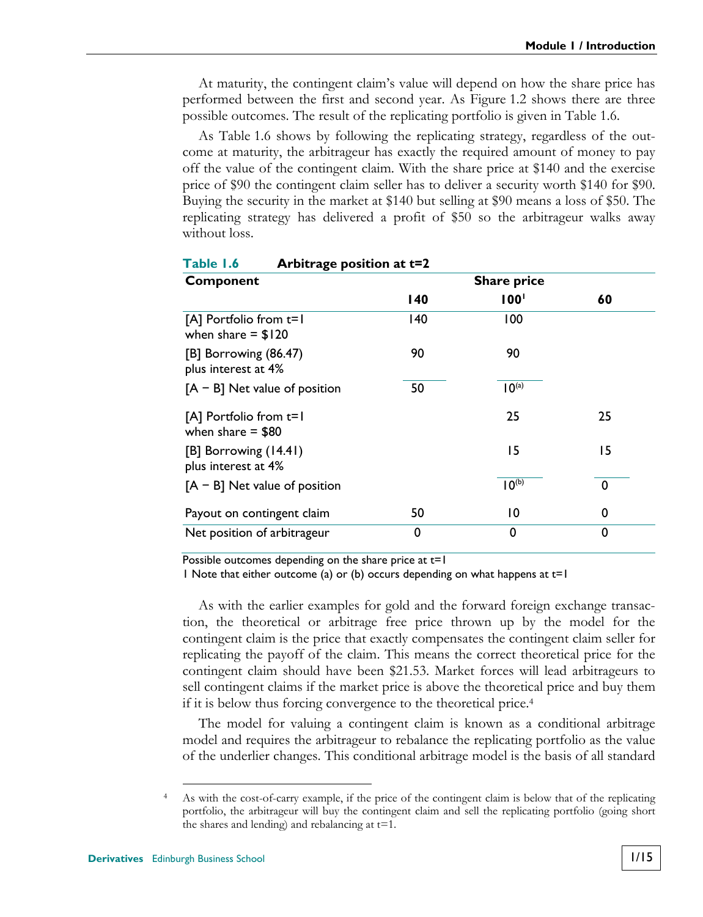At maturity, the contingent claim's value will depend on how the share price has performed between the first and second year. As Figure 1.2 shows there are three possible outcomes. The result of the replicating portfolio is given in Table 1.6.

As Table 1.6 shows by following the replicating strategy, regardless of the outcome at maturity, the arbitrageur has exactly the required amount of money to pay off the value of the contingent claim. With the share price at $140 and the exercise price of $90 the contingent claim seller has to deliver a security worth $140 for $90. Buying the security in the market at $140 but selling at $90 means a loss of $50. The replicating strategy has delivered a profit of $50 so the arbitrageur walks away without loss.

**Table 1.6 Arbitrage position at t=2**

| Component | Share price | | |
|---|---|---|---|
| | **140** | **100**[1] | **60** |
| [A] Portfolio from t=1 when share = $120 | 140 | 100 | |
| [B] Borrowing (86.47) plus interest at 4% | 90 | 90 | |
| [A − B] Net value of position | 50 | 10[(a)] | |
| [A] Portfolio from t=1 when share = $80 | | 25 | 25 |
| [B] Borrowing (14.41) plus interest at 4% | | 15 | 15 |
| [A − B] Net value of position | | 10[(b)] | 0 |
| Payout on contingent claim | 50 | 10 | 0 |
| Net position of arbitrageur | 0 | 0 | 0 |

Possible outcomes depending on the share price at t=1

1 Note that either outcome (a) or (b) occurs depending on what happens at t=1

As with the earlier examples for gold and the forward foreign exchange transaction, the theoretical or arbitrage free price thrown up by the model for the contingent claim is the price that exactly compensates the contingent claim seller for replicating the payoff of the claim. This means the correct theoretical price for the contingent claim should have been $21.53. Market forces will lead arbitrageurs to sell contingent claims if the market price is above the theoretical price and buy them if it is below thus forcing convergence to the theoretical price.[4]

The model for valuing a contingent claim is known as a conditional arbitrage model and requires the arbitrageur to rebalance the replicating portfolio as the value of the underlier changes. This conditional arbitrage model is the basis of all standard

[4] As with the cost-of-carry example, if the price of the contingent claim is below that of the replicating portfolio, the arbitrageur will buy the contingent claim and sell the replicating portfolio (going short the shares and lending) and rebalancing at t=1.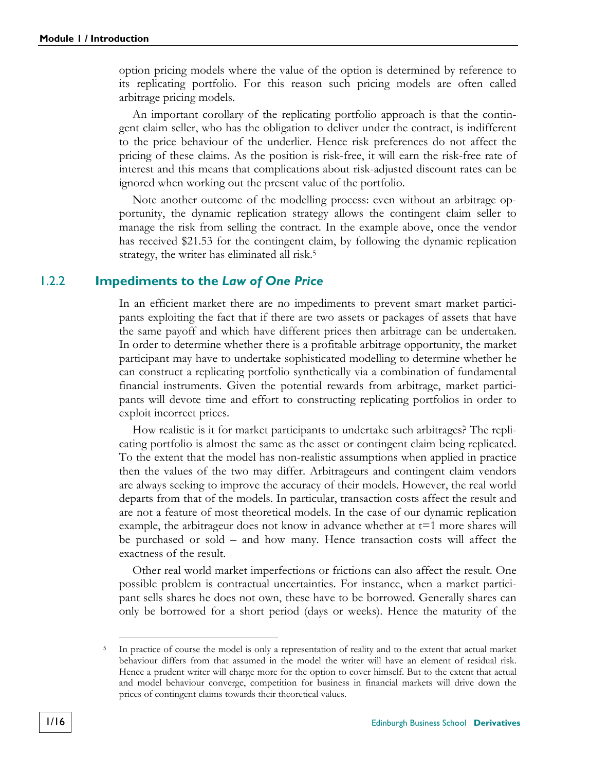option pricing models where the value of the option is determined by reference to its replicating portfolio. For this reason such pricing models are often called arbitrage pricing models.

An important corollary of the replicating portfolio approach is that the contingent claim seller, who has the obligation to deliver under the contract, is indifferent to the price behaviour of the underlier. Hence risk preferences do not affect the pricing of these claims. As the position is risk-free, it will earn the risk-free rate of interest and this means that complications about risk-adjusted discount rates can be ignored when working out the present value of the portfolio.

Note another outcome of the modelling process: even without an arbitrage opportunity, the dynamic replication strategy allows the contingent claim seller to manage the risk from selling the contract. In the example above, once the vendor has received $21.53 for the contingent claim, by following the dynamic replication strategy, the writer has eliminated all risk.[5]

### 1.2.2 Impediments to the *Law of One Price*

In an efficient market there are no impediments to prevent smart market participants exploiting the fact that if there are two assets or packages of assets that have the same payoff and which have different prices then arbitrage can be undertaken. In order to determine whether there is a profitable arbitrage opportunity, the market participant may have to undertake sophisticated modelling to determine whether he can construct a replicating portfolio synthetically via a combination of fundamental financial instruments. Given the potential rewards from arbitrage, market participants will devote time and effort to constructing replicating portfolios in order to exploit incorrect prices.

How realistic is it for market participants to undertake such arbitrages? The replicating portfolio is almost the same as the asset or contingent claim being replicated. To the extent that the model has non-realistic assumptions when applied in practice then the values of the two may differ. Arbitrageurs and contingent claim vendors are always seeking to improve the accuracy of their models. However, the real world departs from that of the models. In particular, transaction costs affect the result and are not a feature of most theoretical models. In the case of our dynamic replication example, the arbitrageur does not know in advance whether at $t=1$ more shares will be purchased or sold – and how many. Hence transaction costs will affect the exactness of the result.

Other real world market imperfections or frictions can also affect the result. One possible problem is contractual uncertainties. For instance, when a market participant sells shares he does not own, these have to be borrowed. Generally shares can only be borrowed for a short period (days or weeks). Hence the maturity of the

---

[5] In practice of course the model is only a representation of reality and to the extent that actual market behaviour differs from that assumed in the model the writer will have an element of residual risk. Hence a prudent writer will charge more for the option to cover himself. But to the extent that actual and model behaviour converge, competition for business in financial markets will drive down the prices of contingent claims towards their theoretical values.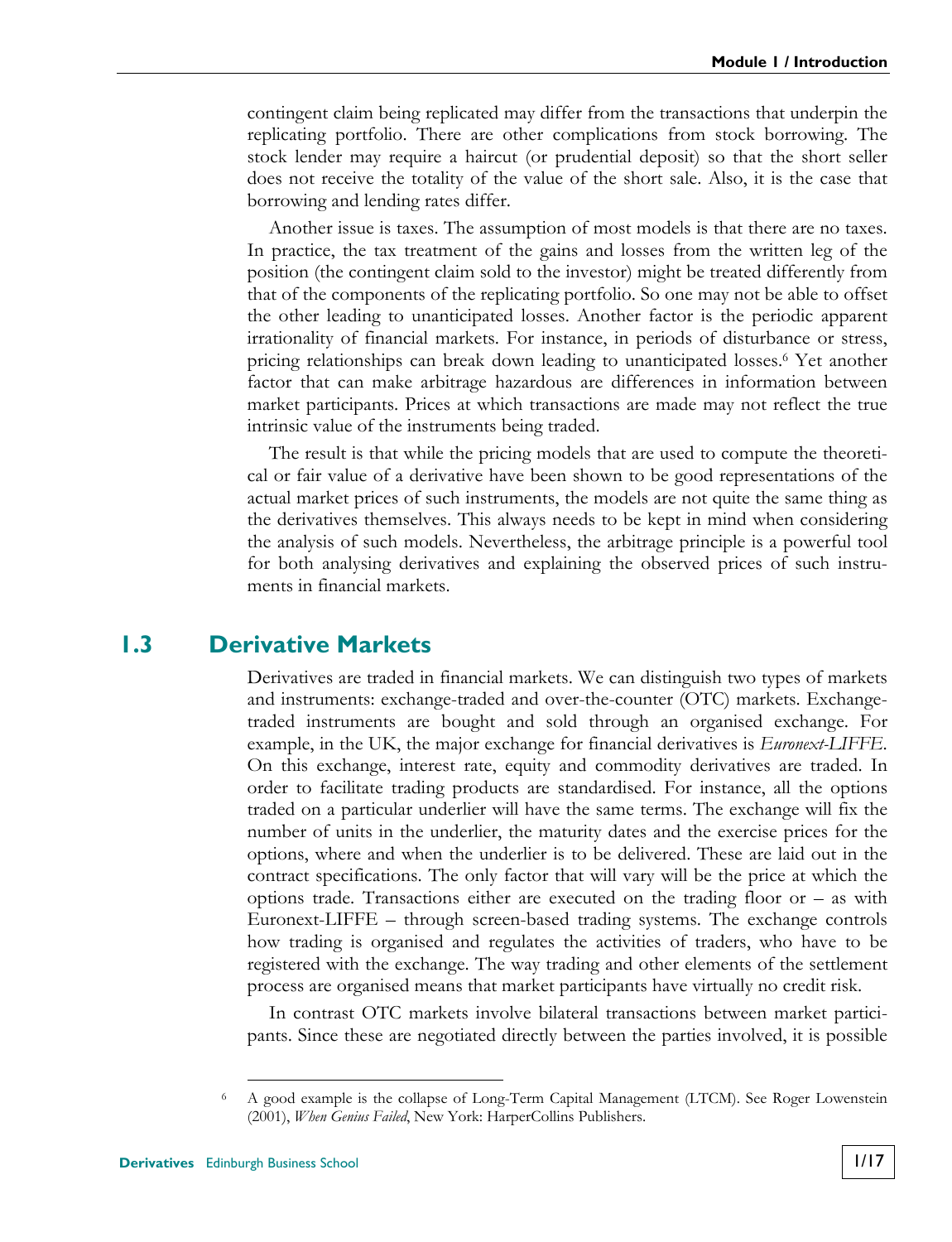contingent claim being replicated may differ from the transactions that underpin the replicating portfolio. There are other complications from stock borrowing. The stock lender may require a haircut (or prudential deposit) so that the short seller does not receive the totality of the value of the short sale. Also, it is the case that borrowing and lending rates differ.

Another issue is taxes. The assumption of most models is that there are no taxes. In practice, the tax treatment of the gains and losses from the written leg of the position (the contingent claim sold to the investor) might be treated differently from that of the components of the replicating portfolio. So one may not be able to offset the other leading to unanticipated losses. Another factor is the periodic apparent irrationality of financial markets. For instance, in periods of disturbance or stress, pricing relationships can break down leading to unanticipated losses.[6] Yet another factor that can make arbitrage hazardous are differences in information between market participants. Prices at which transactions are made may not reflect the true intrinsic value of the instruments being traded.

The result is that while the pricing models that are used to compute the theoretical or fair value of a derivative have been shown to be good representations of the actual market prices of such instruments, the models are not quite the same thing as the derivatives themselves. This always needs to be kept in mind when considering the analysis of such models. Nevertheless, the arbitrage principle is a powerful tool for both analysing derivatives and explaining the observed prices of such instruments in financial markets.

## 1.3 Derivative Markets

Derivatives are traded in financial markets. We can distinguish two types of markets and instruments: exchange-traded and over-the-counter (OTC) markets. Exchange-traded instruments are bought and sold through an organised exchange. For example, in the UK, the major exchange for financial derivatives is *Euronext-LIFFE*. On this exchange, interest rate, equity and commodity derivatives are traded. In order to facilitate trading products are standardised. For instance, all the options traded on a particular underlier will have the same terms. The exchange will fix the number of units in the underlier, the maturity dates and the exercise prices for the options, where and when the underlier is to be delivered. These are laid out in the contract specifications. The only factor that will vary will be the price at which the options trade. Transactions either are executed on the trading floor or – as with Euronext-LIFFE – through screen-based trading systems. The exchange controls how trading is organised and regulates the activities of traders, who have to be registered with the exchange. The way trading and other elements of the settlement process are organised means that market participants have virtually no credit risk.

In contrast OTC markets involve bilateral transactions between market participants. Since these are negotiated directly between the parties involved, it is possible

---

[6] A good example is the collapse of Long-Term Capital Management (LTCM). See Roger Lowenstein (2001), *When Genius Failed*, New York: HarperCollins Publishers.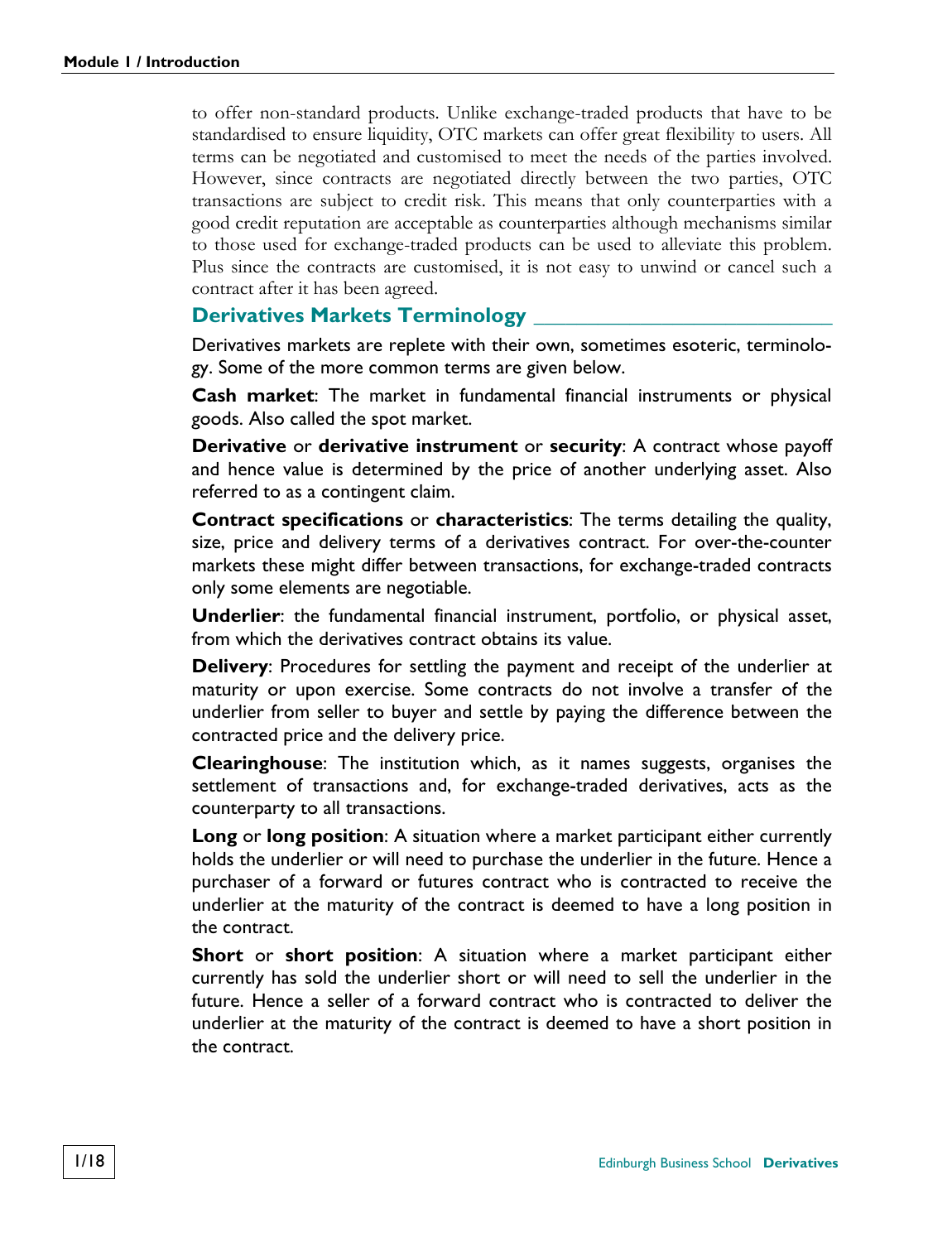to offer non-standard products. Unlike exchange-traded products that have to be standardised to ensure liquidity, OTC markets can offer great flexibility to users. All terms can be negotiated and customised to meet the needs of the parties involved. However, since contracts are negotiated directly between the two parties, OTC transactions are subject to credit risk. This means that only counterparties with a good credit reputation are acceptable as counterparties although mechanisms similar to those used for exchange-traded products can be used to alleviate this problem. Plus since the contracts are customised, it is not easy to unwind or cancel such a contract after it has been agreed.

## Derivatives Markets Terminology

Derivatives markets are replete with their own, sometimes esoteric, terminology. Some of the more common terms are given below.

**Cash market**: The market in fundamental financial instruments or physical goods. Also called the spot market.

**Derivative** or **derivative instrument** or **security**: A contract whose payoff and hence value is determined by the price of another underlying asset. Also referred to as a contingent claim.

**Contract specifications** or **characteristics**: The terms detailing the quality, size, price and delivery terms of a derivatives contract. For over-the-counter markets these might differ between transactions, for exchange-traded contracts only some elements are negotiable.

**Underlier**: the fundamental financial instrument, portfolio, or physical asset, from which the derivatives contract obtains its value.

**Delivery**: Procedures for settling the payment and receipt of the underlier at maturity or upon exercise. Some contracts do not involve a transfer of the underlier from seller to buyer and settle by paying the difference between the contracted price and the delivery price.

**Clearinghouse**: The institution which, as it names suggests, organises the settlement of transactions and, for exchange-traded derivatives, acts as the counterparty to all transactions.

**Long** or **long position**: A situation where a market participant either currently holds the underlier or will need to purchase the underlier in the future. Hence a purchaser of a forward or futures contract who is contracted to receive the underlier at the maturity of the contract is deemed to have a long position in the contract.

**Short** or **short position**: A situation where a market participant either currently has sold the underlier short or will need to sell the underlier in the future. Hence a seller of a forward contract who is contracted to deliver the underlier at the maturity of the contract is deemed to have a short position in the contract.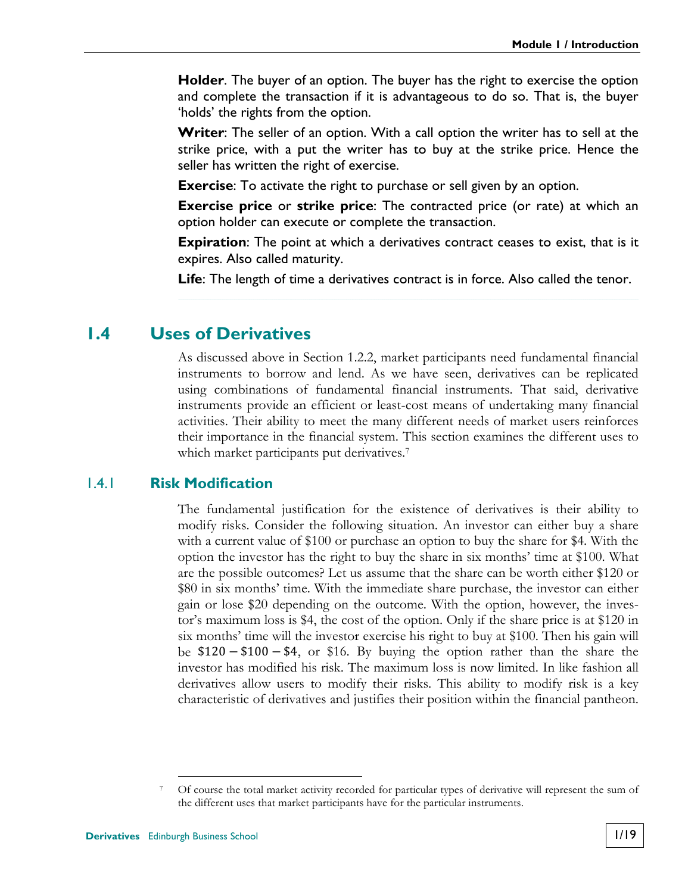**Holder**. The buyer of an option. The buyer has the right to exercise the option and complete the transaction if it is advantageous to do so. That is, the buyer 'holds' the rights from the option.

**Writer**: The seller of an option. With a call option the writer has to sell at the strike price, with a put the writer has to buy at the strike price. Hence the seller has written the right of exercise.

**Exercise**: To activate the right to purchase or sell given by an option.

**Exercise price** or **strike price**: The contracted price (or rate) at which an option holder can execute or complete the transaction.

**Expiration**: The point at which a derivatives contract ceases to exist, that is it expires. Also called maturity.

**Life**: The length of time a derivatives contract is in force. Also called the tenor.

## 1.4 Uses of Derivatives

As discussed above in Section 1.2.2, market participants need fundamental financial instruments to borrow and lend. As we have seen, derivatives can be replicated using combinations of fundamental financial instruments. That said, derivative instruments provide an efficient or least-cost means of undertaking many financial activities. Their ability to meet the many different needs of market users reinforces their importance in the financial system. This section examines the different uses to which market participants put derivatives.[7]

### 1.4.1 Risk Modification

The fundamental justification for the existence of derivatives is their ability to modify risks. Consider the following situation. An investor can either buy a share with a current value of $100 or purchase an option to buy the share for $4. With the option the investor has the right to buy the share in six months' time at $100. What are the possible outcomes? Let us assume that the share can be worth either $120 or $80 in six months' time. With the immediate share purchase, the investor can either gain or lose $20 depending on the outcome. With the option, however, the investor's maximum loss is $4, the cost of the option. Only if the share price is at $120 in six months' time will the investor exercise his right to buy at $100. Then his gain will be $\$120 - \$100 - \$4$, or $16. By buying the option rather than the share the investor has modified his risk. The maximum loss is now limited. In like fashion all derivatives allow users to modify their risks. This ability to modify risk is a key characteristic of derivatives and justifies their position within the financial pantheon.

---

[7] Of course the total market activity recorded for particular types of derivative will represent the sum of the different uses that market participants have for the particular instruments.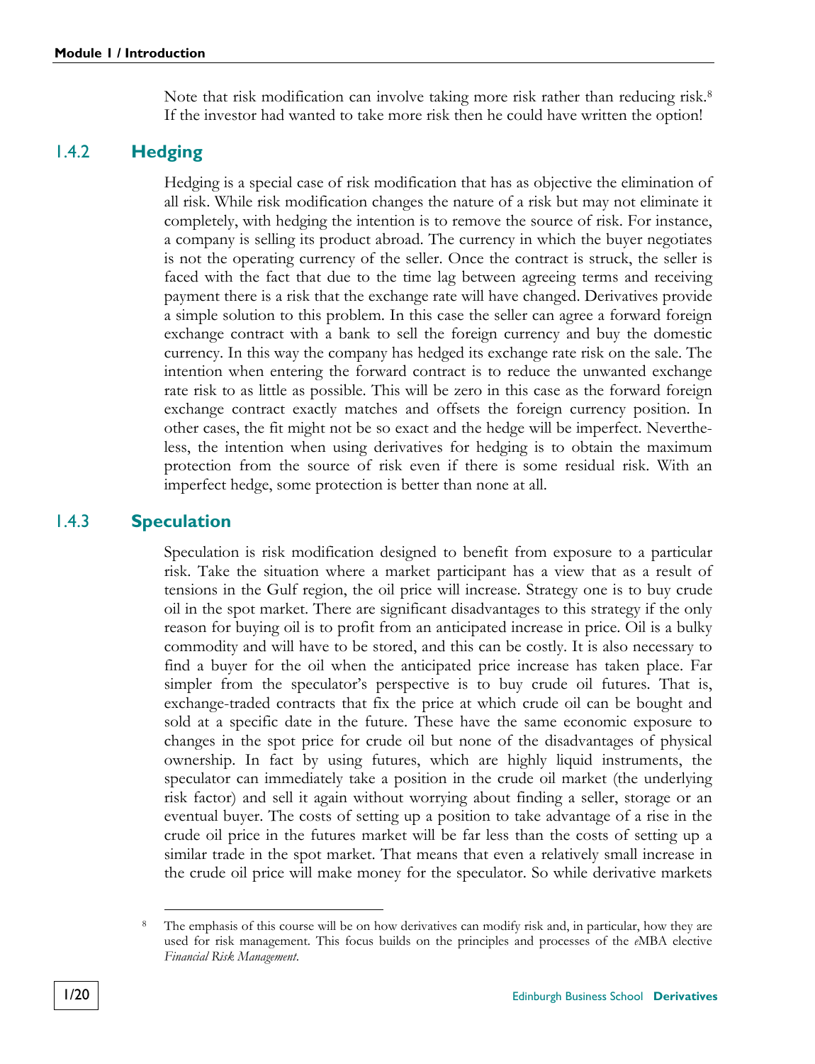Note that risk modification can involve taking more risk rather than reducing risk.[8] If the investor had wanted to take more risk then he could have written the option!

### 1.4.2 Hedging

Hedging is a special case of risk modification that has as objective the elimination of all risk. While risk modification changes the nature of a risk but may not eliminate it completely, with hedging the intention is to remove the source of risk. For instance, a company is selling its product abroad. The currency in which the buyer negotiates is not the operating currency of the seller. Once the contract is struck, the seller is faced with the fact that due to the time lag between agreeing terms and receiving payment there is a risk that the exchange rate will have changed. Derivatives provide a simple solution to this problem. In this case the seller can agree a forward foreign exchange contract with a bank to sell the foreign currency and buy the domestic currency. In this way the company has hedged its exchange rate risk on the sale. The intention when entering the forward contract is to reduce the unwanted exchange rate risk to as little as possible. This will be zero in this case as the forward foreign exchange contract exactly matches and offsets the foreign currency position. In other cases, the fit might not be so exact and the hedge will be imperfect. Nevertheless, the intention when using derivatives for hedging is to obtain the maximum protection from the source of risk even if there is some residual risk. With an imperfect hedge, some protection is better than none at all.

### 1.4.3 Speculation

Speculation is risk modification designed to benefit from exposure to a particular risk. Take the situation where a market participant has a view that as a result of tensions in the Gulf region, the oil price will increase. Strategy one is to buy crude oil in the spot market. There are significant disadvantages to this strategy if the only reason for buying oil is to profit from an anticipated increase in price. Oil is a bulky commodity and will have to be stored, and this can be costly. It is also necessary to find a buyer for the oil when the anticipated price increase has taken place. Far simpler from the speculator's perspective is to buy crude oil futures. That is, exchange-traded contracts that fix the price at which crude oil can be bought and sold at a specific date in the future. These have the same economic exposure to changes in the spot price for crude oil but none of the disadvantages of physical ownership. In fact by using futures, which are highly liquid instruments, the speculator can immediately take a position in the crude oil market (the underlying risk factor) and sell it again without worrying about finding a seller, storage or an eventual buyer. The costs of setting up a position to take advantage of a rise in the crude oil price in the futures market will be far less than the costs of setting up a similar trade in the spot market. That means that even a relatively small increase in the crude oil price will make money for the speculator. So while derivative markets

---

[8] The emphasis of this course will be on how derivatives can modify risk and, in particular, how they are used for risk management. This focus builds on the principles and processes of the *e*MBA elective *Financial Risk Management*.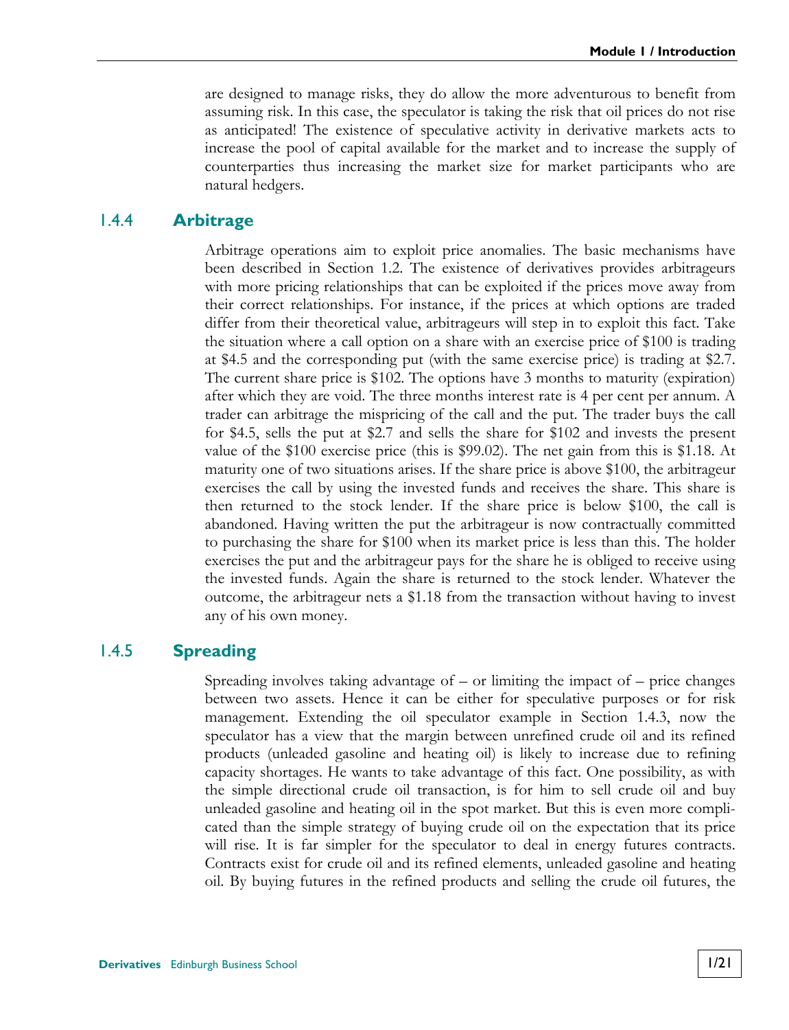are designed to manage risks, they do allow the more adventurous to benefit from assuming risk. In this case, the speculator is taking the risk that oil prices do not rise as anticipated! The existence of speculative activity in derivative markets acts to increase the pool of capital available for the market and to increase the supply of counterparties thus increasing the market size for market participants who are natural hedgers.

### 1.4.4 Arbitrage

Arbitrage operations aim to exploit price anomalies. The basic mechanisms have been described in Section 1.2. The existence of derivatives provides arbitrageurs with more pricing relationships that can be exploited if the prices move away from their correct relationships. For instance, if the prices at which options are traded differ from their theoretical value, arbitrageurs will step in to exploit this fact. Take the situation where a call option on a share with an exercise price of $100 is trading at $4.5 and the corresponding put (with the same exercise price) is trading at $2.7. The current share price is $102. The options have 3 months to maturity (expiration) after which they are void. The three months interest rate is 4 per cent per annum. A trader can arbitrage the mispricing of the call and the put. The trader buys the call for $4.5, sells the put at $2.7 and sells the share for $102 and invests the present value of the $100 exercise price (this is $99.02). The net gain from this is $1.18. At maturity one of two situations arises. If the share price is above $100, the arbitrageur exercises the call by using the invested funds and receives the share. This share is then returned to the stock lender. If the share price is below $100, the call is abandoned. Having written the put the arbitrageur is now contractually committed to purchasing the share for $100 when its market price is less than this. The holder exercises the put and the arbitrageur pays for the share he is obliged to receive using the invested funds. Again the share is returned to the stock lender. Whatever the outcome, the arbitrageur nets a $1.18 from the transaction without having to invest any of his own money.

### 1.4.5 Spreading

Spreading involves taking advantage of – or limiting the impact of – price changes between two assets. Hence it can be either for speculative purposes or for risk management. Extending the oil speculator example in Section 1.4.3, now the speculator has a view that the margin between unrefined crude oil and its refined products (unleaded gasoline and heating oil) is likely to increase due to refining capacity shortages. He wants to take advantage of this fact. One possibility, as with the simple directional crude oil transaction, is for him to sell crude oil and buy unleaded gasoline and heating oil in the spot market. But this is even more complicated than the simple strategy of buying crude oil on the expectation that its price will rise. It is far simpler for the speculator to deal in energy futures contracts. Contracts exist for crude oil and its refined elements, unleaded gasoline and heating oil. By buying futures in the refined products and selling the crude oil futures, the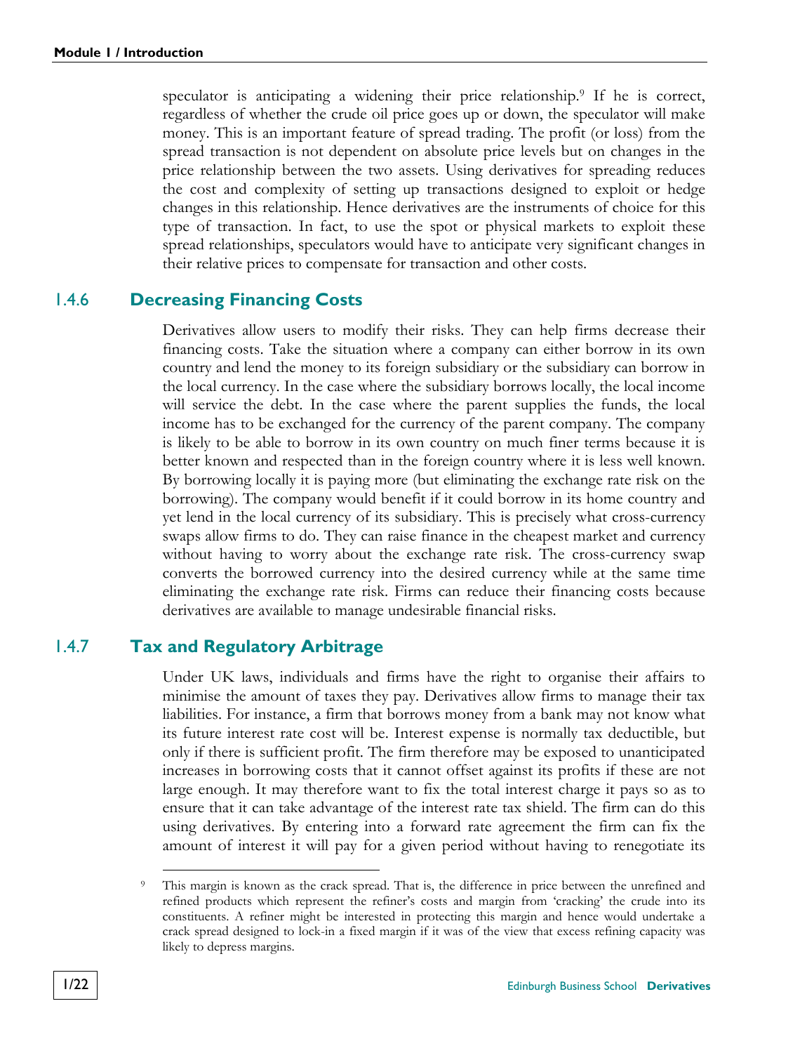speculator is anticipating a widening their price relationship.[9] If he is correct, regardless of whether the crude oil price goes up or down, the speculator will make money. This is an important feature of spread trading. The profit (or loss) from the spread transaction is not dependent on absolute price levels but on changes in the price relationship between the two assets. Using derivatives for spreading reduces the cost and complexity of setting up transactions designed to exploit or hedge changes in this relationship. Hence derivatives are the instruments of choice for this type of transaction. In fact, to use the spot or physical markets to exploit these spread relationships, speculators would have to anticipate very significant changes in their relative prices to compensate for transaction and other costs.

### 1.4.6 Decreasing Financing Costs

Derivatives allow users to modify their risks. They can help firms decrease their financing costs. Take the situation where a company can either borrow in its own country and lend the money to its foreign subsidiary or the subsidiary can borrow in the local currency. In the case where the subsidiary borrows locally, the local income will service the debt. In the case where the parent supplies the funds, the local income has to be exchanged for the currency of the parent company. The company is likely to be able to borrow in its own country on much finer terms because it is better known and respected than in the foreign country where it is less well known. By borrowing locally it is paying more (but eliminating the exchange rate risk on the borrowing). The company would benefit if it could borrow in its home country and yet lend in the local currency of its subsidiary. This is precisely what cross-currency swaps allow firms to do. They can raise finance in the cheapest market and currency without having to worry about the exchange rate risk. The cross-currency swap converts the borrowed currency into the desired currency while at the same time eliminating the exchange rate risk. Firms can reduce their financing costs because derivatives are available to manage undesirable financial risks.

### 1.4.7 Tax and Regulatory Arbitrage

Under UK laws, individuals and firms have the right to organise their affairs to minimise the amount of taxes they pay. Derivatives allow firms to manage their tax liabilities. For instance, a firm that borrows money from a bank may not know what its future interest rate cost will be. Interest expense is normally tax deductible, but only if there is sufficient profit. The firm therefore may be exposed to unanticipated increases in borrowing costs that it cannot offset against its profits if these are not large enough. It may therefore want to fix the total interest charge it pays so as to ensure that it can take advantage of the interest rate tax shield. The firm can do this using derivatives. By entering into a forward rate agreement the firm can fix the amount of interest it will pay for a given period without having to renegotiate its

---

[9] This margin is known as the crack spread. That is, the difference in price between the unrefined and refined products which represent the refiner's costs and margin from 'cracking' the crude into its constituents. A refiner might be interested in protecting this margin and hence would undertake a crack spread designed to lock-in a fixed margin if it was of the view that excess refining capacity was likely to depress margins.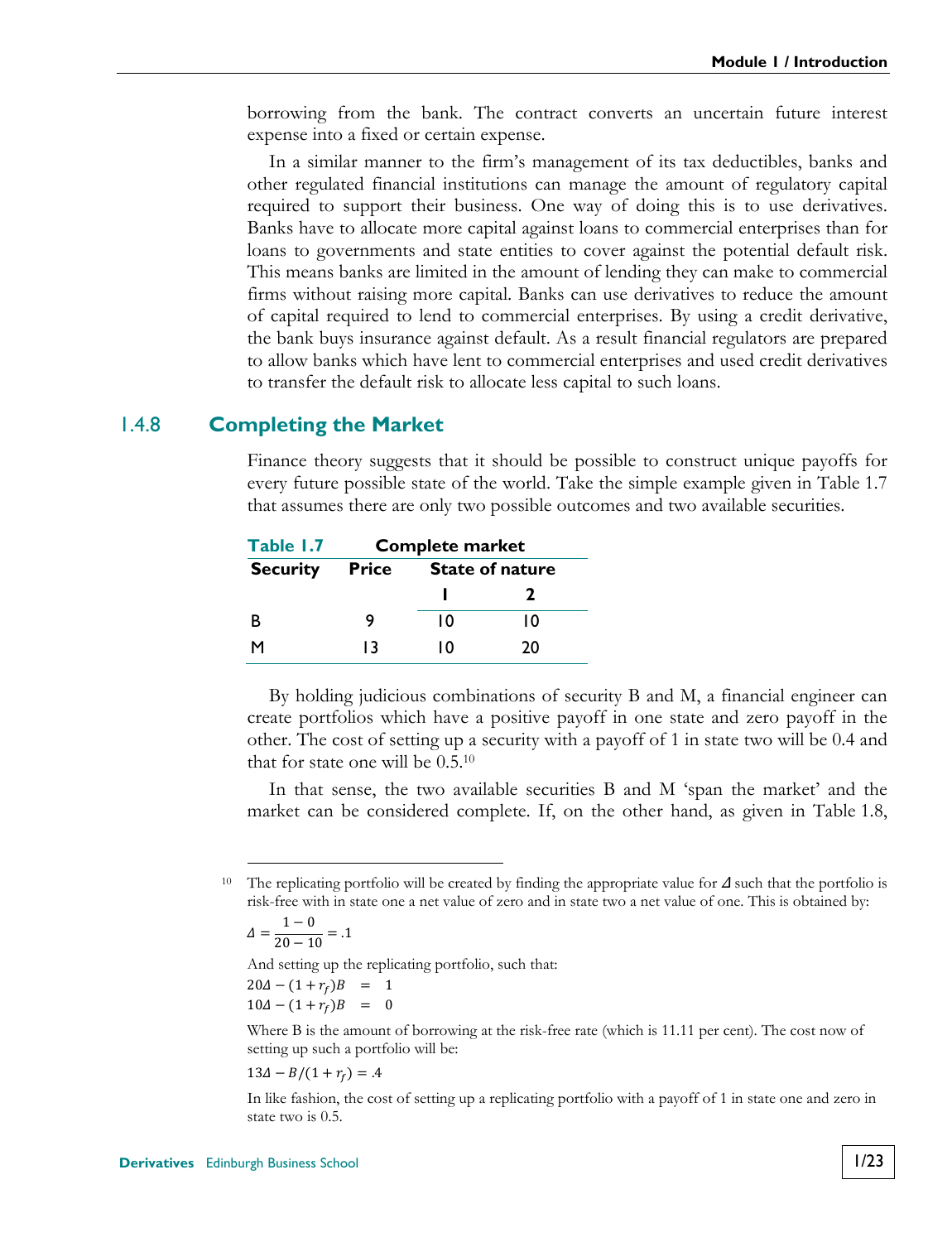borrowing from the bank. The contract converts an uncertain future interest expense into a fixed or certain expense.

In a similar manner to the firm's management of its tax deductibles, banks and other regulated financial institutions can manage the amount of regulatory capital required to support their business. One way of doing this is to use derivatives. Banks have to allocate more capital against loans to commercial enterprises than for loans to governments and state entities to cover against the potential default risk. This means banks are limited in the amount of lending they can make to commercial firms without raising more capital. Banks can use derivatives to reduce the amount of capital required to lend to commercial enterprises. By using a credit derivative, the bank buys insurance against default. As a result financial regulators are prepared to allow banks which have lent to commercial enterprises and used credit derivatives to transfer the default risk to allocate less capital to such loans.

### 1.4.8 Completing the Market

Finance theory suggests that it should be possible to construct unique payoffs for every future possible state of the world. Take the simple example given in Table 1.7 that assumes there are only two possible outcomes and two available securities.

**Table 1.7 Complete market**

| Security | Price | State of nature | |
|---|---|---|---|
| | | 1 | 2 |
| B | 9 | 10 | 10 |
| M | 13 | 10 | 20 |

By holding judicious combinations of security B and M, a financial engineer can create portfolios which have a positive payoff in one state and zero payoff in the other. The cost of setting up a security with a payoff of 1 in state two will be 0.4 and that for state one will be 0.5.[10]

In that sense, the two available securities B and M 'span the market' and the market can be considered complete. If, on the other hand, as given in Table 1.8,

---

[10] The replicating portfolio will be created by finding the appropriate value for $\Delta$ such that the portfolio is risk-free with in state one a net value of zero and in state two a net value of one. This is obtained by:

$$\Delta = \frac{1-0}{20-10} = .1$$

And setting up the replicating portfolio, such that:

$$20\Delta - (1+r_f)B \;=\; 1$$
$$10\Delta - (1+r_f)B \;=\; 0$$

Where B is the amount of borrowing at the risk-free rate (which is 11.11 per cent). The cost now of setting up such a portfolio will be:

$$13\Delta - B/(1+r_f) = .4$$

In like fashion, the cost of setting up a replicating portfolio with a payoff of 1 in state one and zero in state two is 0.5.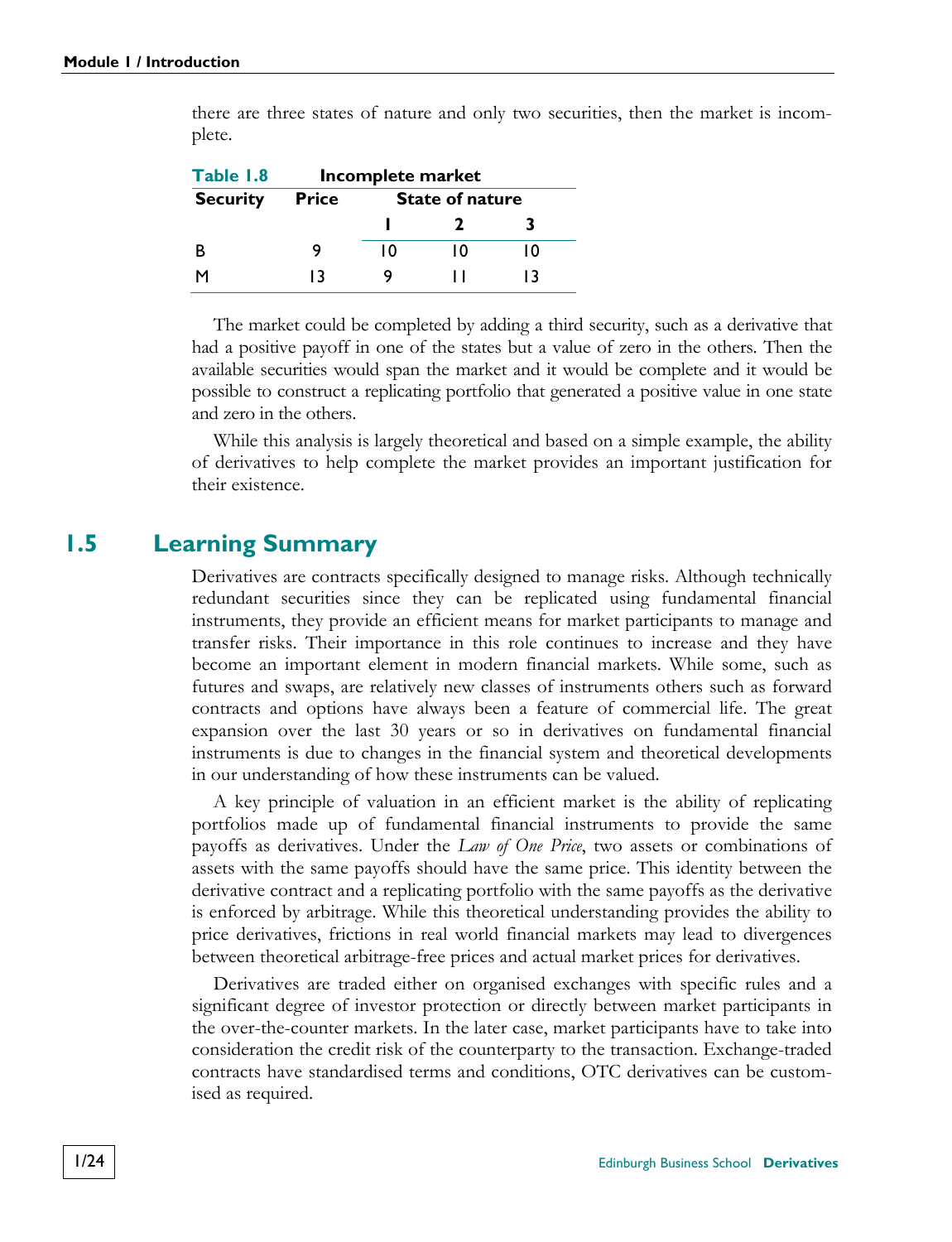there are three states of nature and only two securities, then the market is incomplete.

**Table 1.8 Incomplete market**

| Security | Price | State of nature | | |
|---|---|---|---|---|
| | | 1 | 2 | 3 |
| B | 9 | 10 | 10 | 10 |
| M | 13 | 9 | 11 | 13 |

The market could be completed by adding a third security, such as a derivative that had a positive payoff in one of the states but a value of zero in the others. Then the available securities would span the market and it would be complete and it would be possible to construct a replicating portfolio that generated a positive value in one state and zero in the others.

While this analysis is largely theoretical and based on a simple example, the ability of derivatives to help complete the market provides an important justification for their existence.

## 1.5 Learning Summary

Derivatives are contracts specifically designed to manage risks. Although technically redundant securities since they can be replicated using fundamental financial instruments, they provide an efficient means for market participants to manage and transfer risks. Their importance in this role continues to increase and they have become an important element in modern financial markets. While some, such as futures and swaps, are relatively new classes of instruments others such as forward contracts and options have always been a feature of commercial life. The great expansion over the last 30 years or so in derivatives on fundamental financial instruments is due to changes in the financial system and theoretical developments in our understanding of how these instruments can be valued.

A key principle of valuation in an efficient market is the ability of replicating portfolios made up of fundamental financial instruments to provide the same payoffs as derivatives. Under the *Law of One Price*, two assets or combinations of assets with the same payoffs should have the same price. This identity between the derivative contract and a replicating portfolio with the same payoffs as the derivative is enforced by arbitrage. While this theoretical understanding provides the ability to price derivatives, frictions in real world financial markets may lead to divergences between theoretical arbitrage-free prices and actual market prices for derivatives.

Derivatives are traded either on organised exchanges with specific rules and a significant degree of investor protection or directly between market participants in the over-the-counter markets. In the later case, market participants have to take into consideration the credit risk of the counterparty to the transaction. Exchange-traded contracts have standardised terms and conditions, OTC derivatives can be customised as required.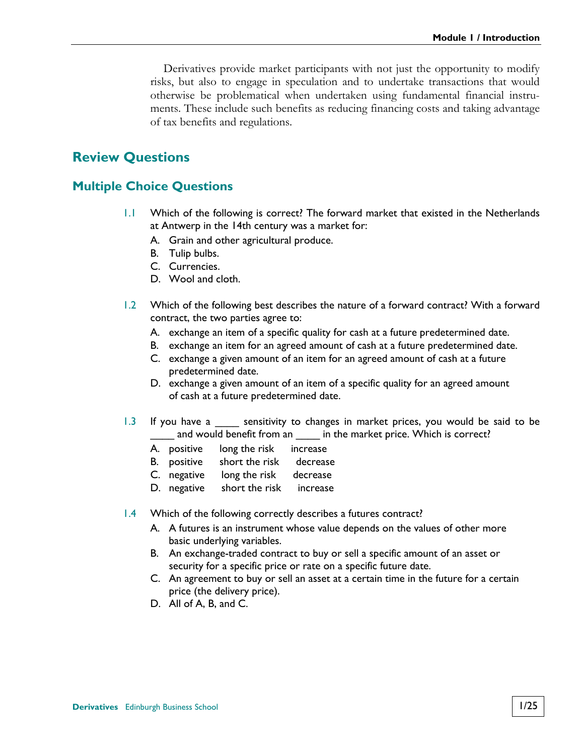Derivatives provide market participants with not just the opportunity to modify risks, but also to engage in speculation and to undertake transactions that would otherwise be problematical when undertaken using fundamental financial instruments. These include such benefits as reducing financing costs and taking advantage of tax benefits and regulations.

## Review Questions

### Multiple Choice Questions

1.1 Which of the following is correct? The forward market that existed in the Netherlands at Antwerp in the 14th century was a market for:

A. Grain and other agricultural produce.
B. Tulip bulbs.
C. Currencies.
D. Wool and cloth.

1.2 Which of the following best describes the nature of a forward contract? With a forward contract, the two parties agree to:

A. exchange an item of a specific quality for cash at a future predetermined date.
B. exchange an item for an agreed amount of cash at a future predetermined date.
C. exchange a given amount of an item for an agreed amount of cash at a future predetermined date.
D. exchange a given amount of an item of a specific quality for an agreed amount of cash at a future predetermined date.

1.3 If you have a ____ sensitivity to changes in market prices, you would be said to be ____ and would benefit from an ____ in the market price. Which is correct?

A. positive long the risk increase
B. positive short the risk decrease
C. negative long the risk decrease
D. negative short the risk increase

1.4 Which of the following correctly describes a futures contract?

A. A futures is an instrument whose value depends on the values of other more basic underlying variables.
B. An exchange-traded contract to buy or sell a specific amount of an asset or security for a specific price or rate on a specific future date.
C. An agreement to buy or sell an asset at a certain time in the future for a certain price (the delivery price).
D. All of A, B, and C.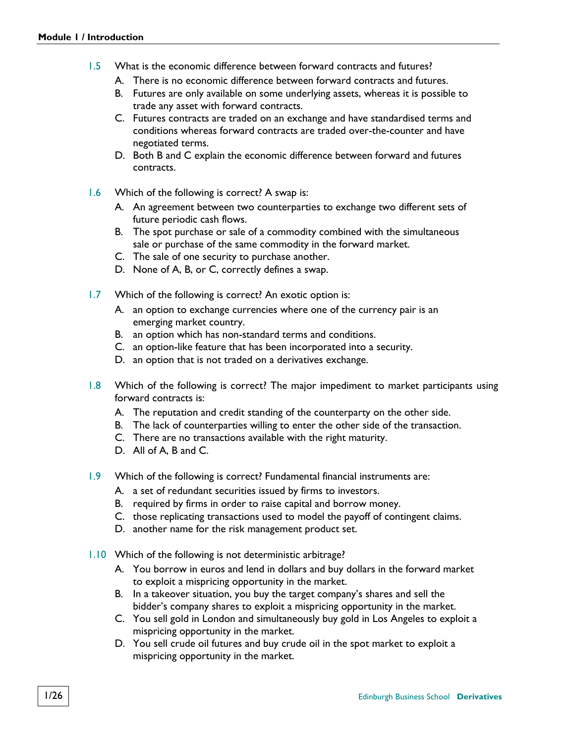1.5 What is the economic difference between forward contracts and futures?

A. There is no economic difference between forward contracts and futures.

B. Futures are only available on some underlying assets, whereas it is possible to trade any asset with forward contracts.

C. Futures contracts are traded on an exchange and have standardised terms and conditions whereas forward contracts are traded over-the-counter and have negotiated terms.

D. Both B and C explain the economic difference between forward and futures contracts.

1.6 Which of the following is correct? A swap is:

A. An agreement between two counterparties to exchange two different sets of future periodic cash flows.

B. The spot purchase or sale of a commodity combined with the simultaneous sale or purchase of the same commodity in the forward market.

C. The sale of one security to purchase another.

D. None of A, B, or C, correctly defines a swap.

1.7 Which of the following is correct? An exotic option is:

A. an option to exchange currencies where one of the currency pair is an emerging market country.

B. an option which has non-standard terms and conditions.

C. an option-like feature that has been incorporated into a security.

D. an option that is not traded on a derivatives exchange.

1.8 Which of the following is correct? The major impediment to market participants using forward contracts is:

A. The reputation and credit standing of the counterparty on the other side.

B. The lack of counterparties willing to enter the other side of the transaction.

C. There are no transactions available with the right maturity.

D. All of A, B and C.

1.9 Which of the following is correct? Fundamental financial instruments are:

A. a set of redundant securities issued by firms to investors.

B. required by firms in order to raise capital and borrow money.

C. those replicating transactions used to model the payoff of contingent claims.

D. another name for the risk management product set.

1.10 Which of the following is not deterministic arbitrage?

A. You borrow in euros and lend in dollars and buy dollars in the forward market to exploit a mispricing opportunity in the market.

B. In a takeover situation, you buy the target company's shares and sell the bidder's company shares to exploit a mispricing opportunity in the market.

C. You sell gold in London and simultaneously buy gold in Los Angeles to exploit a mispricing opportunity in the market.

D. You sell crude oil futures and buy crude oil in the spot market to exploit a mispricing opportunity in the market.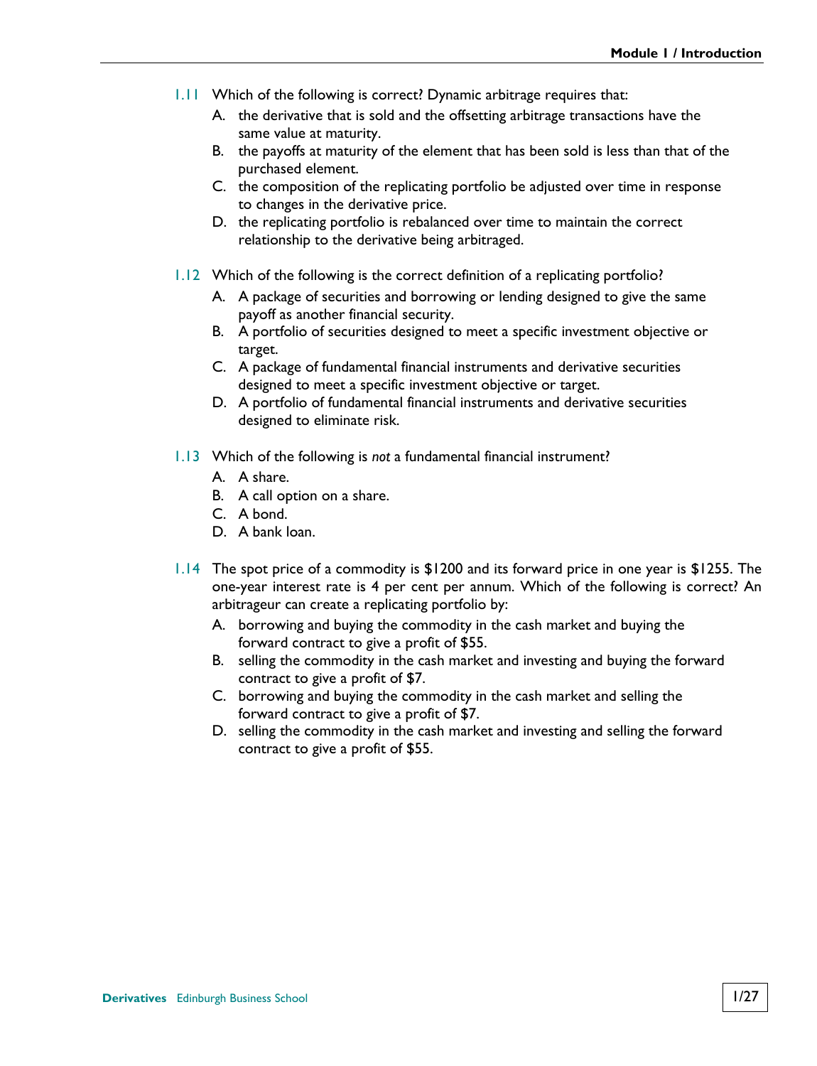1.11 Which of the following is correct? Dynamic arbitrage requires that:

A. the derivative that is sold and the offsetting arbitrage transactions have the same value at maturity.

B. the payoffs at maturity of the element that has been sold is less than that of the purchased element.

C. the composition of the replicating portfolio be adjusted over time in response to changes in the derivative price.

D. the replicating portfolio is rebalanced over time to maintain the correct relationship to the derivative being arbitraged.

1.12 Which of the following is the correct definition of a replicating portfolio?

A. A package of securities and borrowing or lending designed to give the same payoff as another financial security.

B. A portfolio of securities designed to meet a specific investment objective or target.

C. A package of fundamental financial instruments and derivative securities designed to meet a specific investment objective or target.

D. A portfolio of fundamental financial instruments and derivative securities designed to eliminate risk.

1.13 Which of the following is *not* a fundamental financial instrument?

A. A share.

B. A call option on a share.

C. A bond.

D. A bank loan.

1.14 The spot price of a commodity is $1200 and its forward price in one year is $1255. The one-year interest rate is 4 per cent per annum. Which of the following is correct? An arbitrageur can create a replicating portfolio by:

A. borrowing and buying the commodity in the cash market and buying the forward contract to give a profit of $55.

B. selling the commodity in the cash market and investing and buying the forward contract to give a profit of $7.

C. borrowing and buying the commodity in the cash market and selling the forward contract to give a profit of $7.

D. selling the commodity in the cash market and investing and selling the forward contract to give a profit of $55.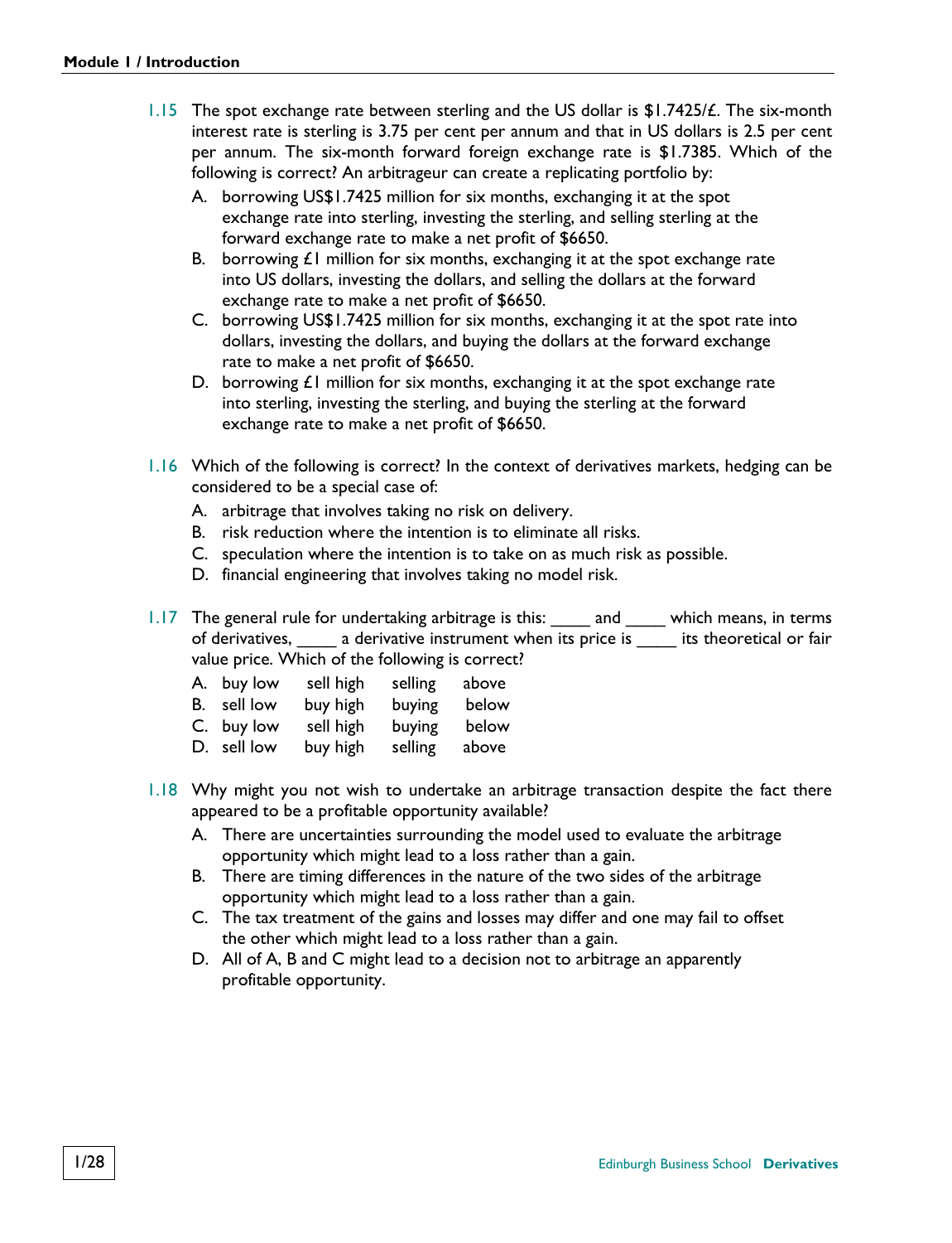1.15 The spot exchange rate between sterling and the US dollar is \$1.7425/£. The six-month interest rate is sterling is 3.75 per cent per annum and that in US dollars is 2.5 per cent per annum. The six-month forward foreign exchange rate is \$1.7385. Which of the following is correct? An arbitrageur can create a replicating portfolio by:

A. borrowing US\$1.7425 million for six months, exchanging it at the spot exchange rate into sterling, investing the sterling, and selling sterling at the forward exchange rate to make a net profit of \$6650.

B. borrowing £1 million for six months, exchanging it at the spot exchange rate into US dollars, investing the dollars, and selling the dollars at the forward exchange rate to make a net profit of \$6650.

C. borrowing US\$1.7425 million for six months, exchanging it at the spot rate into dollars, investing the dollars, and buying the dollars at the forward exchange rate to make a net profit of \$6650.

D. borrowing £1 million for six months, exchanging it at the spot exchange rate into sterling, investing the sterling, and buying the sterling at the forward exchange rate to make a net profit of \$6650.

1.16 Which of the following is correct? In the context of derivatives markets, hedging can be considered to be a special case of:

A. arbitrage that involves taking no risk on delivery.

B. risk reduction where the intention is to eliminate all risks.

C. speculation where the intention is to take on as much risk as possible.

D. financial engineering that involves taking no model risk.

1.17 The general rule for undertaking arbitrage is this: ____ and ____ which means, in terms of derivatives, ____ a derivative instrument when its price is ____ its theoretical or fair value price. Which of the following is correct?

| | | | | |
|---|---|---|---|---|
| A. | buy low | sell high | selling | above |
| B. | sell low | buy high | buying | below |
| C. | buy low | sell high | buying | below |
| D. | sell low | buy high | selling | above |

1.18 Why might you not wish to undertake an arbitrage transaction despite the fact there appeared to be a profitable opportunity available?

A. There are uncertainties surrounding the model used to evaluate the arbitrage opportunity which might lead to a loss rather than a gain.

B. There are timing differences in the nature of the two sides of the arbitrage opportunity which might lead to a loss rather than a gain.

C. The tax treatment of the gains and losses may differ and one may fail to offset the other which might lead to a loss rather than a gain.

D. All of A, B and C might lead to a decision not to arbitrage an apparently profitable opportunity.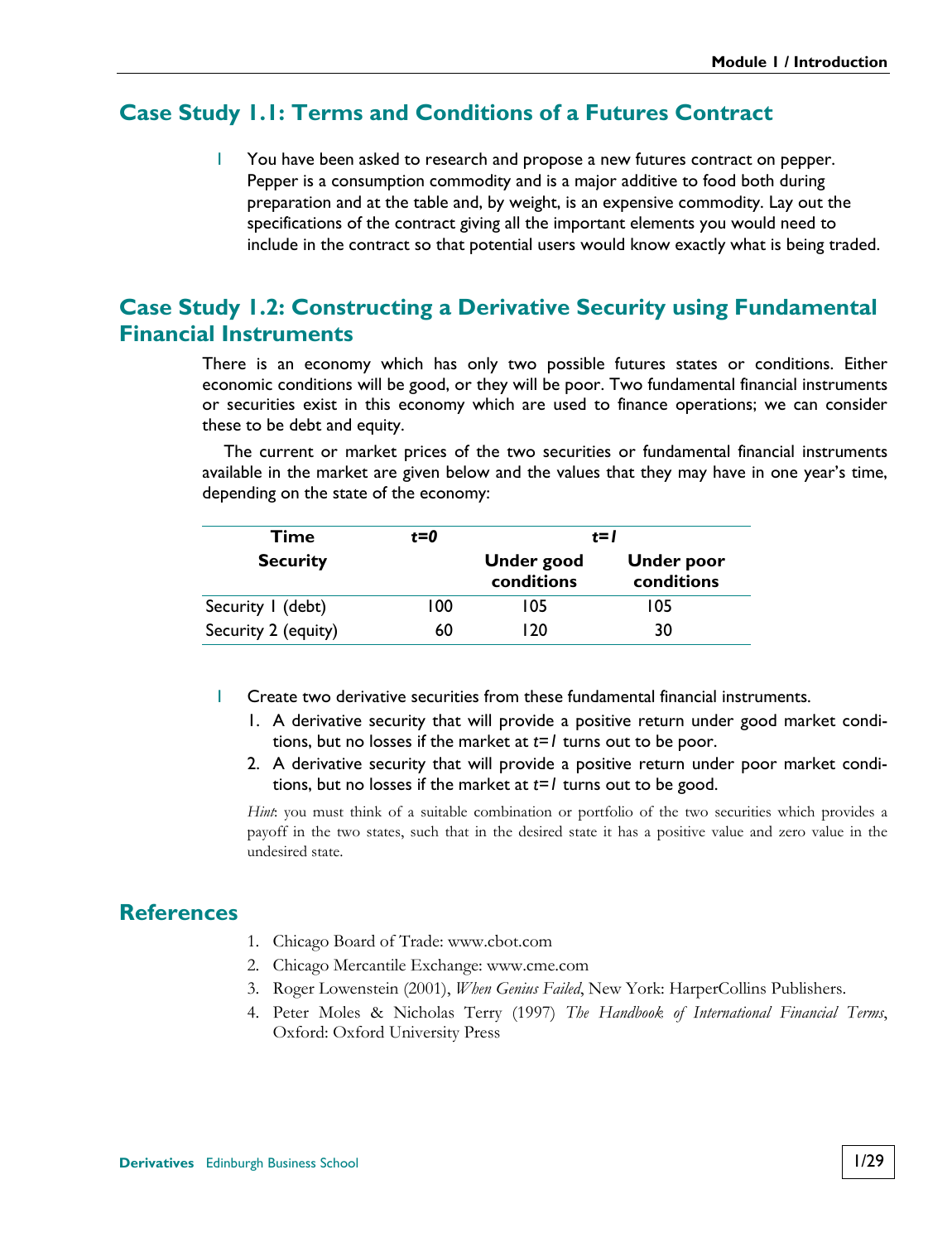## Case Study 1.1: Terms and Conditions of a Futures Contract

1 You have been asked to research and propose a new futures contract on pepper. Pepper is a consumption commodity and is a major additive to food both during preparation and at the table and, by weight, is an expensive commodity. Lay out the specifications of the contract giving all the important elements you would need to include in the contract so that potential users would know exactly what is being traded.

## Case Study 1.2: Constructing a Derivative Security using Fundamental Financial Instruments

There is an economy which has only two possible futures states or conditions. Either economic conditions will be good, or they will be poor. Two fundamental financial instruments or securities exist in this economy which are used to finance operations; we can consider these to be debt and equity.

The current or market prices of the two securities or fundamental financial instruments available in the market are given below and the values that they may have in one year's time, depending on the state of the economy:

| Time | *t=0* | *t=1* | |
|---|---|---|---|
| **Security** | | **Under good conditions** | **Under poor conditions** |
| Security 1 (debt) | 100 | 105 | 105 |
| Security 2 (equity) | 60 | 120 | 30 |

1 Create two derivative securities from these fundamental financial instruments.

1. A derivative security that will provide a positive return under good market conditions, but no losses if the market at *t=1* turns out to be poor.
2. A derivative security that will provide a positive return under poor market conditions, but no losses if the market at *t=1* turns out to be good.

*Hint*: you must think of a suitable combination or portfolio of the two securities which provides a payoff in the two states, such that in the desired state it has a positive value and zero value in the undesired state.

## References

1. Chicago Board of Trade: www.cbot.com
2. Chicago Mercantile Exchange: www.cme.com
3. Roger Lowenstein (2001), *When Genius Failed*, New York: HarperCollins Publishers.
4. Peter Moles & Nicholas Terry (1997) *The Handbook of International Financial Terms*, Oxford: Oxford University Press